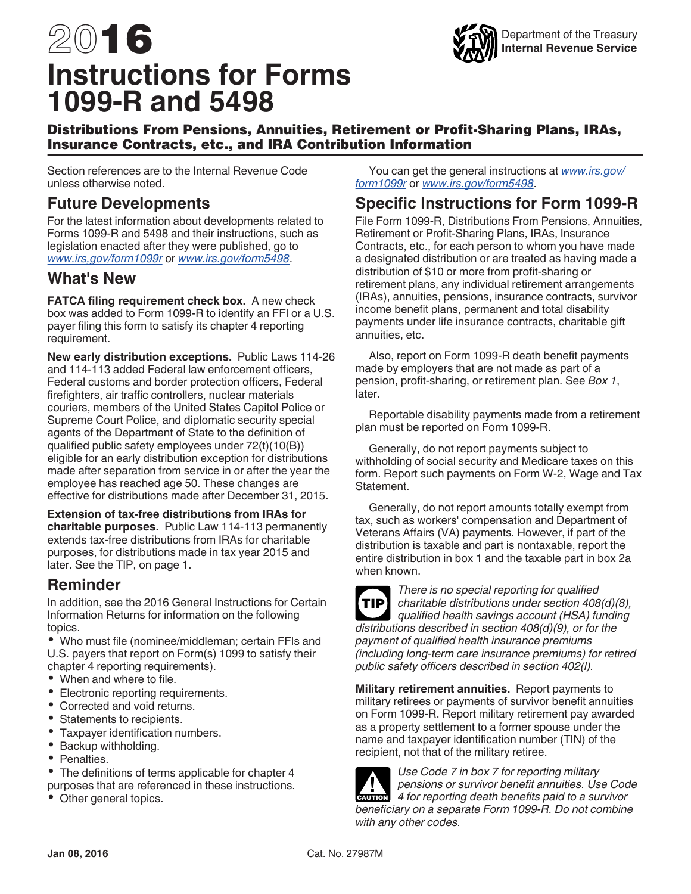# 2016 Instructions for Forms 1099-R and 5498

Department of the Treasury
Internal Revenue Service

## Distributions From Pensions, Annuities, Retirement or Profit-Sharing Plans, IRAs, Insurance Contracts, etc., and IRA Contribution Information

Section references are to the Internal Revenue Code unless otherwise noted.

## Future Developments

For the latest information about developments related to Forms 1099-R and 5498 and their instructions, such as legislation enacted after they were published, go to *www.irs,gov/form1099r* or *www.irs.gov/form5498*.

## What's New

**FATCA filing requirement check box.** A new check box was added to Form 1099-R to identify an FFI or a U.S. payer filing this form to satisfy its chapter 4 reporting requirement.

**New early distribution exceptions.** Public Laws 114-26 and 114-113 added Federal law enforcement officers, Federal customs and border protection officers, Federal firefighters, air traffic controllers, nuclear materials couriers, members of the United States Capitol Police or Supreme Court Police, and diplomatic security special agents of the Department of State to the definition of qualified public safety employees under 72(t)(10(B)) eligible for an early distribution exception for distributions made after separation from service in or after the year the employee has reached age 50. These changes are effective for distributions made after December 31, 2015.

**Extension of tax-free distributions from IRAs for charitable purposes.** Public Law 114-113 permanently extends tax-free distributions from IRAs for charitable purposes, for distributions made in tax year 2015 and later. See the TIP, on page 1.

## Reminder

In addition, see the 2016 General Instructions for Certain Information Returns for information on the following topics.

- Who must file (nominee/middleman; certain FFIs and U.S. payers that report on Form(s) 1099 to satisfy their chapter 4 reporting requirements).
- When and where to file.
- Electronic reporting requirements.
- Corrected and void returns.
- Statements to recipients.
- Taxpayer identification numbers.
- Backup withholding.
- Penalties.
- The definitions of terms applicable for chapter 4 purposes that are referenced in these instructions.
- Other general topics.

You can get the general instructions at *www.irs.gov/form1099r* or *www.irs.gov/form5498*.

## Specific Instructions for Form 1099-R

File Form 1099-R, Distributions From Pensions, Annuities, Retirement or Profit-Sharing Plans, IRAs, Insurance Contracts, etc., for each person to whom you have made a designated distribution or are treated as having made a distribution of $10 or more from profit-sharing or retirement plans, any individual retirement arrangements (IRAs), annuities, pensions, insurance contracts, survivor income benefit plans, permanent and total disability payments under life insurance contracts, charitable gift annuities, etc.

Also, report on Form 1099-R death benefit payments made by employers that are not made as part of a pension, profit-sharing, or retirement plan. See *Box 1*, later.

Reportable disability payments made from a retirement plan must be reported on Form 1099-R.

Generally, do not report payments subject to withholding of social security and Medicare taxes on this form. Report such payments on Form W-2, Wage and Tax Statement.

Generally, do not report amounts totally exempt from tax, such as workers' compensation and Department of Veterans Affairs (VA) payments. However, if part of the distribution is taxable and part is nontaxable, report the entire distribution in box 1 and the taxable part in box 2a when known.

**TIP:** *There is no special reporting for qualified charitable distributions under section 408(d)(8), qualified health savings account (HSA) funding distributions described in section 408(d)(9), or for the payment of qualified health insurance premiums (including long-term care insurance premiums) for retired public safety officers described in section 402(l).*

**Military retirement annuities.** Report payments to military retirees or payments of survivor benefit annuities on Form 1099-R. Report military retirement pay awarded as a property settlement to a former spouse under the name and taxpayer identification number (TIN) of the recipient, not that of the military retiree.

**CAUTION:** *Use Code 7 in box 7 for reporting military pensions or survivor benefit annuities. Use Code 4 for reporting death benefits paid to a survivor beneficiary on a separate Form 1099-R. Do not combine with any other codes.*

Jan 08, 2016 Cat. No. 27987M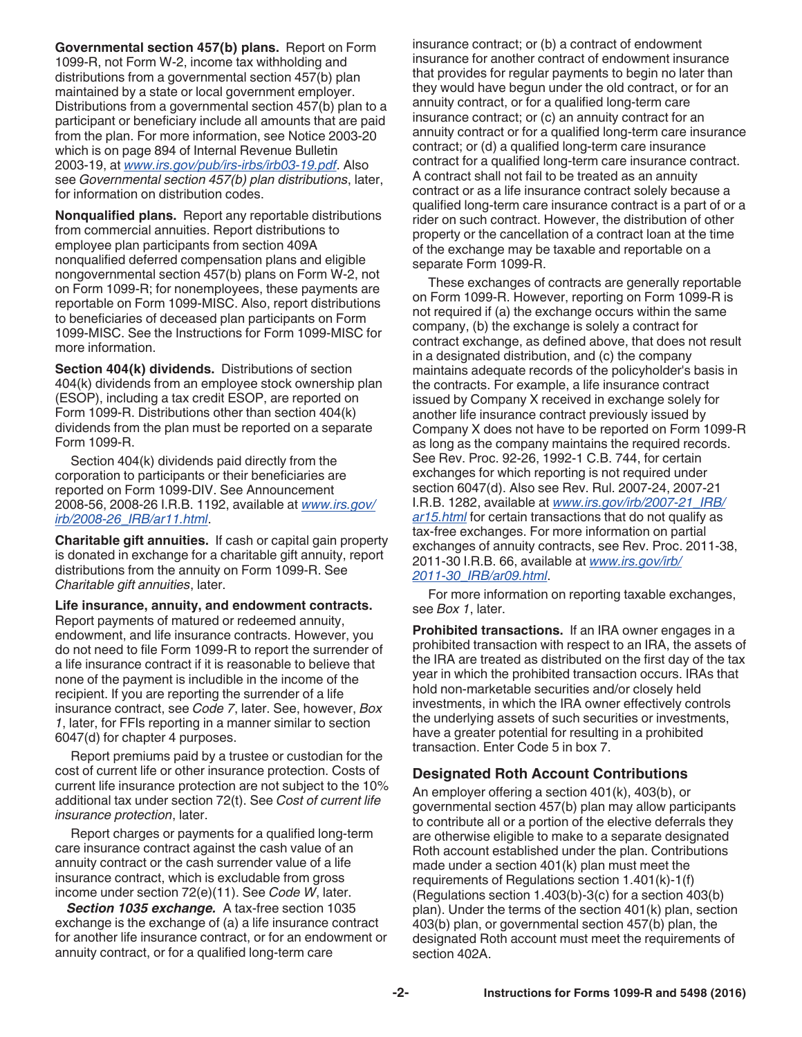**Governmental section 457(b) plans.** Report on Form 1099-R, not Form W-2, income tax withholding and distributions from a governmental section 457(b) plan maintained by a state or local government employer. Distributions from a governmental section 457(b) plan to a participant or beneficiary include all amounts that are paid from the plan. For more information, see Notice 2003-20 which is on page 894 of Internal Revenue Bulletin 2003-19, at www.irs.gov/pub/irs-irbs/irb03-19.pdf. Also see *Governmental section 457(b) plan distributions*, later, for information on distribution codes.

**Nonqualified plans.** Report any reportable distributions from commercial annuities. Report distributions to employee plan participants from section 409A nonqualified deferred compensation plans and eligible nongovernmental section 457(b) plans on Form W-2, not on Form 1099-R; for nonemployees, these payments are reportable on Form 1099-MISC. Also, report distributions to beneficiaries of deceased plan participants on Form 1099-MISC. See the Instructions for Form 1099-MISC for more information.

**Section 404(k) dividends.** Distributions of section 404(k) dividends from an employee stock ownership plan (ESOP), including a tax credit ESOP, are reported on Form 1099-R. Distributions other than section 404(k) dividends from the plan must be reported on a separate Form 1099-R.

Section 404(k) dividends paid directly from the corporation to participants or their beneficiaries are reported on Form 1099-DIV. See Announcement 2008-56, 2008-26 I.R.B. 1192, available at www.irs.gov/irb/2008-26_IRB/ar11.html.

**Charitable gift annuities.** If cash or capital gain property is donated in exchange for a charitable gift annuity, report distributions from the annuity on Form 1099-R. See *Charitable gift annuities*, later.

**Life insurance, annuity, and endowment contracts.** Report payments of matured or redeemed annuity, endowment, and life insurance contracts. However, you do not need to file Form 1099-R to report the surrender of a life insurance contract if it is reasonable to believe that none of the payment is includible in the income of the recipient. If you are reporting the surrender of a life insurance contract, see *Code 7*, later. See, however, *Box 1*, later, for FFIs reporting in a manner similar to section 6047(d) for chapter 4 purposes.

Report premiums paid by a trustee or custodian for the cost of current life or other insurance protection. Costs of current life insurance protection are not subject to the 10% additional tax under section 72(t). See *Cost of current life insurance protection*, later.

Report charges or payments for a qualified long-term care insurance contract against the cash value of an annuity contract or the cash surrender value of a life insurance contract, which is excludable from gross income under section 72(e)(11). See *Code W*, later.

***Section 1035 exchange.*** A tax-free section 1035 exchange is the exchange of (a) a life insurance contract for another life insurance contract, or for an endowment or annuity contract, or for a qualified long-term care insurance contract; or (b) a contract of endowment insurance for another contract of endowment insurance that provides for regular payments to begin no later than they would have begun under the old contract, or for an annuity contract, or for a qualified long-term care insurance contract; or (c) an annuity contract for an annuity contract or for a qualified long-term care insurance contract; or (d) a qualified long-term care insurance contract for a qualified long-term care insurance contract. A contract shall not fail to be treated as an annuity contract or as a life insurance contract solely because a qualified long-term care insurance contract is a part of or a rider on such contract. However, the distribution of other property or the cancellation of a contract loan at the time of the exchange may be taxable and reportable on a separate Form 1099-R.

These exchanges of contracts are generally reportable on Form 1099-R. However, reporting on Form 1099-R is not required if (a) the exchange occurs within the same company, (b) the exchange is solely a contract for contract exchange, as defined above, that does not result in a designated distribution, and (c) the company maintains adequate records of the policyholder's basis in the contracts. For example, a life insurance contract issued by Company X received in exchange solely for another life insurance contract previously issued by Company X does not have to be reported on Form 1099-R as long as the company maintains the required records. See Rev. Proc. 92-26, 1992-1 C.B. 744, for certain exchanges for which reporting is not required under section 6047(d). Also see Rev. Rul. 2007-24, 2007-21 I.R.B. 1282, available at www.irs.gov/irb/2007-21_IRB/ar15.html for certain transactions that do not qualify as tax-free exchanges. For more information on partial exchanges of annuity contracts, see Rev. Proc. 2011-38, 2011-30 I.R.B. 66, available at www.irs.gov/irb/2011-30_IRB/ar09.html.

For more information on reporting taxable exchanges, see *Box 1*, later.

**Prohibited transactions.** If an IRA owner engages in a prohibited transaction with respect to an IRA, the assets of the IRA are treated as distributed on the first day of the tax year in which the prohibited transaction occurs. IRAs that hold non-marketable securities and/or closely held investments, in which the IRA owner effectively controls the underlying assets of such securities or investments, have a greater potential for resulting in a prohibited transaction. Enter Code 5 in box 7.

## Designated Roth Account Contributions

An employer offering a section 401(k), 403(b), or governmental section 457(b) plan may allow participants to contribute all or a portion of the elective deferrals they are otherwise eligible to make to a separate designated Roth account established under the plan. Contributions made under a section 401(k) plan must meet the requirements of Regulations section 1.401(k)-1(f) (Regulations section 1.403(b)-3(c) for a section 403(b) plan). Under the terms of the section 401(k) plan, section 403(b) plan, or governmental section 457(b) plan, the designated Roth account must meet the requirements of section 402A.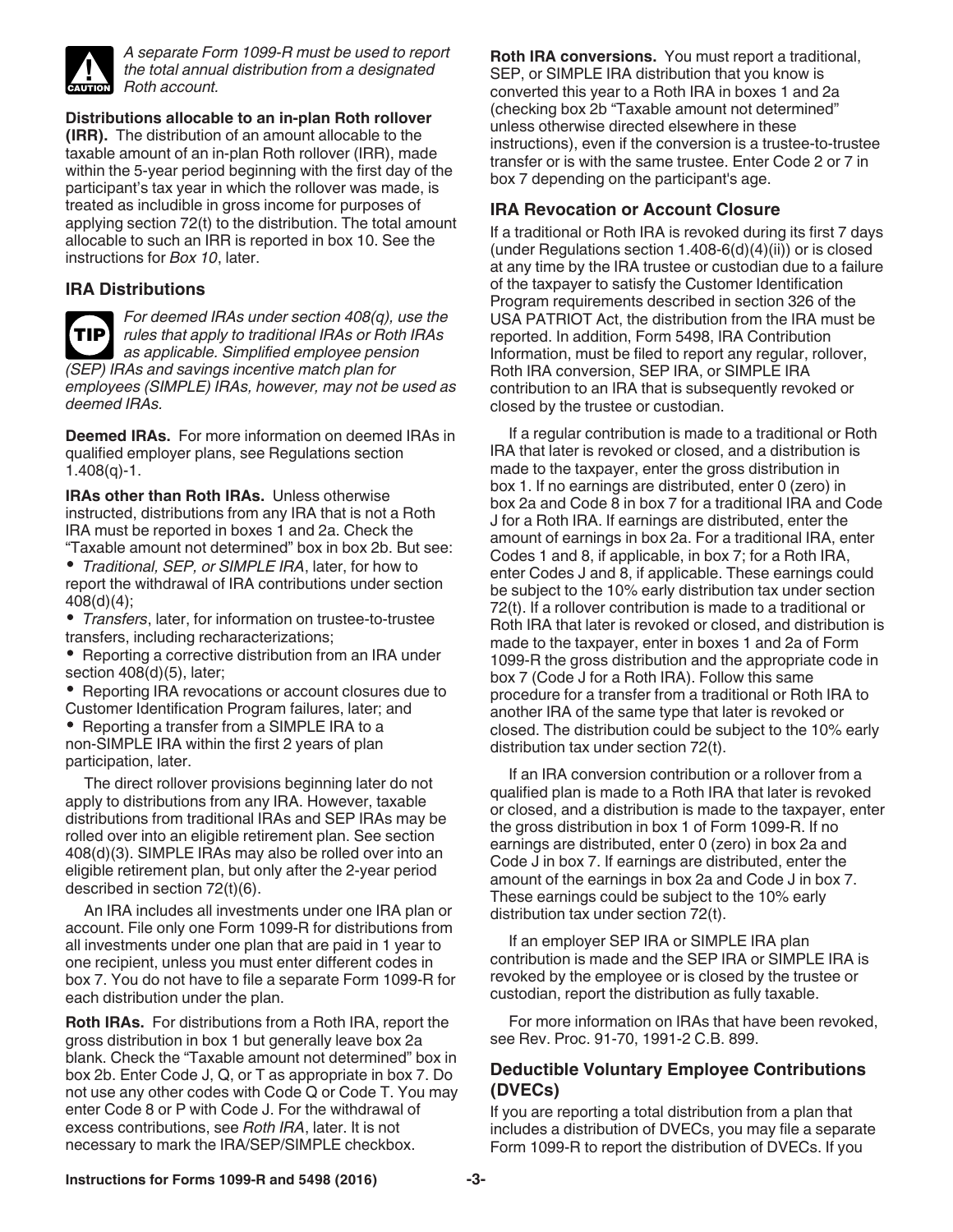*A separate Form 1099-R must be used to report the total annual distribution from a designated Roth account.*

**Distributions allocable to an in-plan Roth rollover (IRR).** The distribution of an amount allocable to the taxable amount of an in-plan Roth rollover (IRR), made within the 5-year period beginning with the first day of the participant's tax year in which the rollover was made, is treated as includible in gross income for purposes of applying section 72(t) to the distribution. The total amount allocable to such an IRR is reported in box 10. See the instructions for *Box 10*, later.

### IRA Distributions

*For deemed IRAs under section 408(q), use the rules that apply to traditional IRAs or Roth IRAs as applicable. Simplified employee pension (SEP) IRAs and savings incentive match plan for employees (SIMPLE) IRAs, however, may not be used as deemed IRAs.*

**Deemed IRAs.** For more information on deemed IRAs in qualified employer plans, see Regulations section 1.408(q)-1.

**IRAs other than Roth IRAs.** Unless otherwise instructed, distributions from any IRA that is not a Roth IRA must be reported in boxes 1 and 2a. Check the "Taxable amount not determined" box in box 2b. But see:

- *Traditional, SEP, or SIMPLE IRA*, later, for how to report the withdrawal of IRA contributions under section 408(d)(4);
- *Transfers*, later, for information on trustee-to-trustee transfers, including recharacterizations;
- Reporting a corrective distribution from an IRA under section 408(d)(5), later;
- Reporting IRA revocations or account closures due to Customer Identification Program failures, later; and
- Reporting a transfer from a SIMPLE IRA to a non-SIMPLE IRA within the first 2 years of plan participation, later.

The direct rollover provisions beginning later do not apply to distributions from any IRA. However, taxable distributions from traditional IRAs and SEP IRAs may be rolled over into an eligible retirement plan. See section 408(d)(3). SIMPLE IRAs may also be rolled over into an eligible retirement plan, but only after the 2-year period described in section 72(t)(6).

An IRA includes all investments under one IRA plan or account. File only one Form 1099-R for distributions from all investments under one plan that are paid in 1 year to one recipient, unless you must enter different codes in box 7. You do not have to file a separate Form 1099-R for each distribution under the plan.

**Roth IRAs.** For distributions from a Roth IRA, report the gross distribution in box 1 but generally leave box 2a blank. Check the "Taxable amount not determined" box in box 2b. Enter Code J, Q, or T as appropriate in box 7. Do not use any other codes with Code Q or Code T. You may enter Code 8 or P with Code J. For the withdrawal of excess contributions, see *Roth IRA*, later. It is not necessary to mark the IRA/SEP/SIMPLE checkbox.

**Roth IRA conversions.** You must report a traditional, SEP, or SIMPLE IRA distribution that you know is converted this year to a Roth IRA in boxes 1 and 2a (checking box 2b "Taxable amount not determined" unless otherwise directed elsewhere in these instructions), even if the conversion is a trustee-to-trustee transfer or is with the same trustee. Enter Code 2 or 7 in box 7 depending on the participant's age.

### IRA Revocation or Account Closure

If a traditional or Roth IRA is revoked during its first 7 days (under Regulations section 1.408-6(d)(4)(ii)) or is closed at any time by the IRA trustee or custodian due to a failure of the taxpayer to satisfy the Customer Identification Program requirements described in section 326 of the USA PATRIOT Act, the distribution from the IRA must be reported. In addition, Form 5498, IRA Contribution Information, must be filed to report any regular, rollover, Roth IRA conversion, SEP IRA, or SIMPLE IRA contribution to an IRA that is subsequently revoked or closed by the trustee or custodian.

If a regular contribution is made to a traditional or Roth IRA that later is revoked or closed, and a distribution is made to the taxpayer, enter the gross distribution in box 1. If no earnings are distributed, enter 0 (zero) in box 2a and Code 8 in box 7 for a traditional IRA and Code J for a Roth IRA. If earnings are distributed, enter the amount of earnings in box 2a. For a traditional IRA, enter Codes 1 and 8, if applicable, in box 7; for a Roth IRA, enter Codes J and 8, if applicable. These earnings could be subject to the 10% early distribution tax under section 72(t). If a rollover contribution is made to a traditional or Roth IRA that later is revoked or closed, and distribution is made to the taxpayer, enter in boxes 1 and 2a of Form 1099-R the gross distribution and the appropriate code in box 7 (Code J for a Roth IRA). Follow this same procedure for a transfer from a traditional or Roth IRA to another IRA of the same type that later is revoked or closed. The distribution could be subject to the 10% early distribution tax under section 72(t).

If an IRA conversion contribution or a rollover from a qualified plan is made to a Roth IRA that later is revoked or closed, and a distribution is made to the taxpayer, enter the gross distribution in box 1 of Form 1099-R. If no earnings are distributed, enter 0 (zero) in box 2a and Code J in box 7. If earnings are distributed, enter the amount of the earnings in box 2a and Code J in box 7. These earnings could be subject to the 10% early distribution tax under section 72(t).

If an employer SEP IRA or SIMPLE IRA plan contribution is made and the SEP IRA or SIMPLE IRA is revoked by the employee or is closed by the trustee or custodian, report the distribution as fully taxable.

For more information on IRAs that have been revoked, see Rev. Proc. 91-70, 1991-2 C.B. 899.

### Deductible Voluntary Employee Contributions (DVECs)

If you are reporting a total distribution from a plan that includes a distribution of DVECs, you may file a separate Form 1099-R to report the distribution of DVECs. If you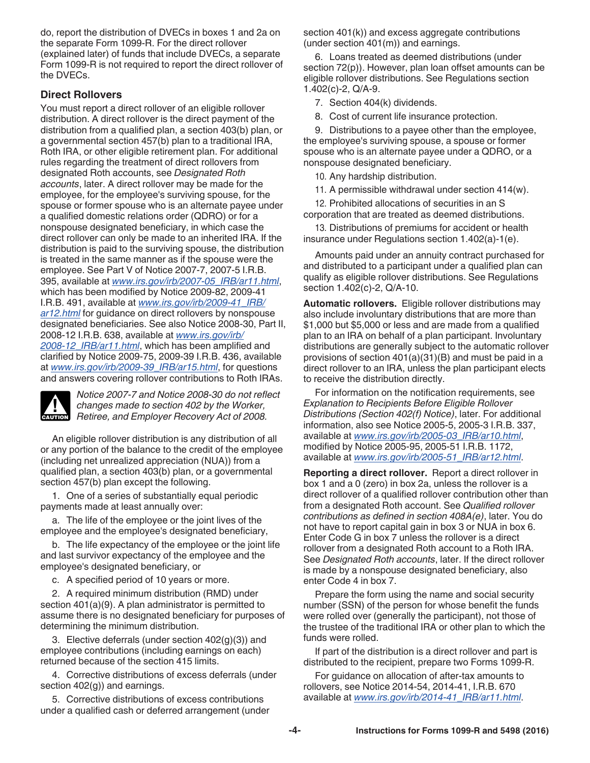do, report the distribution of DVECs in boxes 1 and 2a on the separate Form 1099-R. For the direct rollover (explained later) of funds that include DVECs, a separate Form 1099-R is not required to report the direct rollover of the DVECs.

### Direct Rollovers

You must report a direct rollover of an eligible rollover distribution. A direct rollover is the direct payment of the distribution from a qualified plan, a section 403(b) plan, or a governmental section 457(b) plan to a traditional IRA, Roth IRA, or other eligible retirement plan. For additional rules regarding the treatment of direct rollovers from designated Roth accounts, see *Designated Roth accounts*, later. A direct rollover may be made for the employee, for the employee's surviving spouse, for the spouse or former spouse who is an alternate payee under a qualified domestic relations order (QDRO) or for a nonspouse designated beneficiary, in which case the direct rollover can only be made to an inherited IRA. If the distribution is paid to the surviving spouse, the distribution is treated in the same manner as if the spouse were the employee. See Part V of Notice 2007-7, 2007-5 I.R.B. 395, available at *www.irs.gov/irb/2007-05_IRB/ar11.html*, which has been modified by Notice 2009-82, 2009-41 I.R.B. 491, available at *www.irs.gov/irb/2009-41_IRB/ar12.html* for guidance on direct rollovers by nonspouse designated beneficiaries. See also Notice 2008-30, Part II, 2008-12 I.R.B. 638, available at *www.irs.gov/irb/2008-12_IRB/ar11.html*, which has been amplified and clarified by Notice 2009-75, 2009-39 I.R.B. 436, available at *www.irs.gov/irb/2009-39_IRB/ar15.html*, for questions and answers covering rollover contributions to Roth IRAs.

**CAUTION:** *Notice 2007-7 and Notice 2008-30 do not reflect changes made to section 402 by the Worker, Retiree, and Employer Recovery Act of 2008.*

An eligible rollover distribution is any distribution of all or any portion of the balance to the credit of the employee (including net unrealized appreciation (NUA)) from a qualified plan, a section 403(b) plan, or a governmental section 457(b) plan except the following.

1. One of a series of substantially equal periodic payments made at least annually over:

   a. The life of the employee or the joint lives of the employee and the employee's designated beneficiary,

   b. The life expectancy of the employee or the joint life and last survivor expectancy of the employee and the employee's designated beneficiary, or

   c. A specified period of 10 years or more.

2. A required minimum distribution (RMD) under section 401(a)(9). A plan administrator is permitted to assume there is no designated beneficiary for purposes of determining the minimum distribution.

3. Elective deferrals (under section 402(g)(3)) and employee contributions (including earnings on each) returned because of the section 415 limits.

4. Corrective distributions of excess deferrals (under section 402(g)) and earnings.

5. Corrective distributions of excess contributions under a qualified cash or deferred arrangement (under section 401(k)) and excess aggregate contributions (under section 401(m)) and earnings.

6. Loans treated as deemed distributions (under section 72(p)). However, plan loan offset amounts can be eligible rollover distributions. See Regulations section 1.402(c)-2, Q/A-9.

7. Section 404(k) dividends.

8. Cost of current life insurance protection.

9. Distributions to a payee other than the employee, the employee's surviving spouse, a spouse or former spouse who is an alternate payee under a QDRO, or a nonspouse designated beneficiary.

10. Any hardship distribution.

11. A permissible withdrawal under section 414(w).

12. Prohibited allocations of securities in an S corporation that are treated as deemed distributions.

13. Distributions of premiums for accident or health insurance under Regulations section 1.402(a)-1(e).

Amounts paid under an annuity contract purchased for and distributed to a participant under a qualified plan can qualify as eligible rollover distributions. See Regulations section 1.402(c)-2, Q/A-10.

**Automatic rollovers.** Eligible rollover distributions may also include involuntary distributions that are more than $1,000 but $5,000 or less and are made from a qualified plan to an IRA on behalf of a plan participant. Involuntary distributions are generally subject to the automatic rollover provisions of section 401(a)(31)(B) and must be paid in a direct rollover to an IRA, unless the plan participant elects to receive the distribution directly.

For information on the notification requirements, see *Explanation to Recipients Before Eligible Rollover Distributions (Section 402(f) Notice)*, later. For additional information, also see Notice 2005-5, 2005-3 I.R.B. 337, available at *www.irs.gov/irb/2005-03_IRB/ar10.html*, modified by Notice 2005-95, 2005-51 I.R.B. 1172, available at *www.irs.gov/irb/2005-51_IRB/ar12.html*.

**Reporting a direct rollover.** Report a direct rollover in box 1 and a 0 (zero) in box 2a, unless the rollover is a direct rollover of a qualified rollover contribution other than from a designated Roth account. See *Qualified rollover contributions as defined in section 408A(e)*, later. You do not have to report capital gain in box 3 or NUA in box 6. Enter Code G in box 7 unless the rollover is a direct rollover from a designated Roth account to a Roth IRA. See *Designated Roth accounts*, later. If the direct rollover is made by a nonspouse designated beneficiary, also enter Code 4 in box 7.

Prepare the form using the name and social security number (SSN) of the person for whose benefit the funds were rolled over (generally the participant), not those of the trustee of the traditional IRA or other plan to which the funds were rolled.

If part of the distribution is a direct rollover and part is distributed to the recipient, prepare two Forms 1099-R.

For guidance on allocation of after-tax amounts to rollovers, see Notice 2014-54, 2014-41, I.R.B. 670 available at *www.irs.gov/irb/2014-41_IRB/ar11.html*.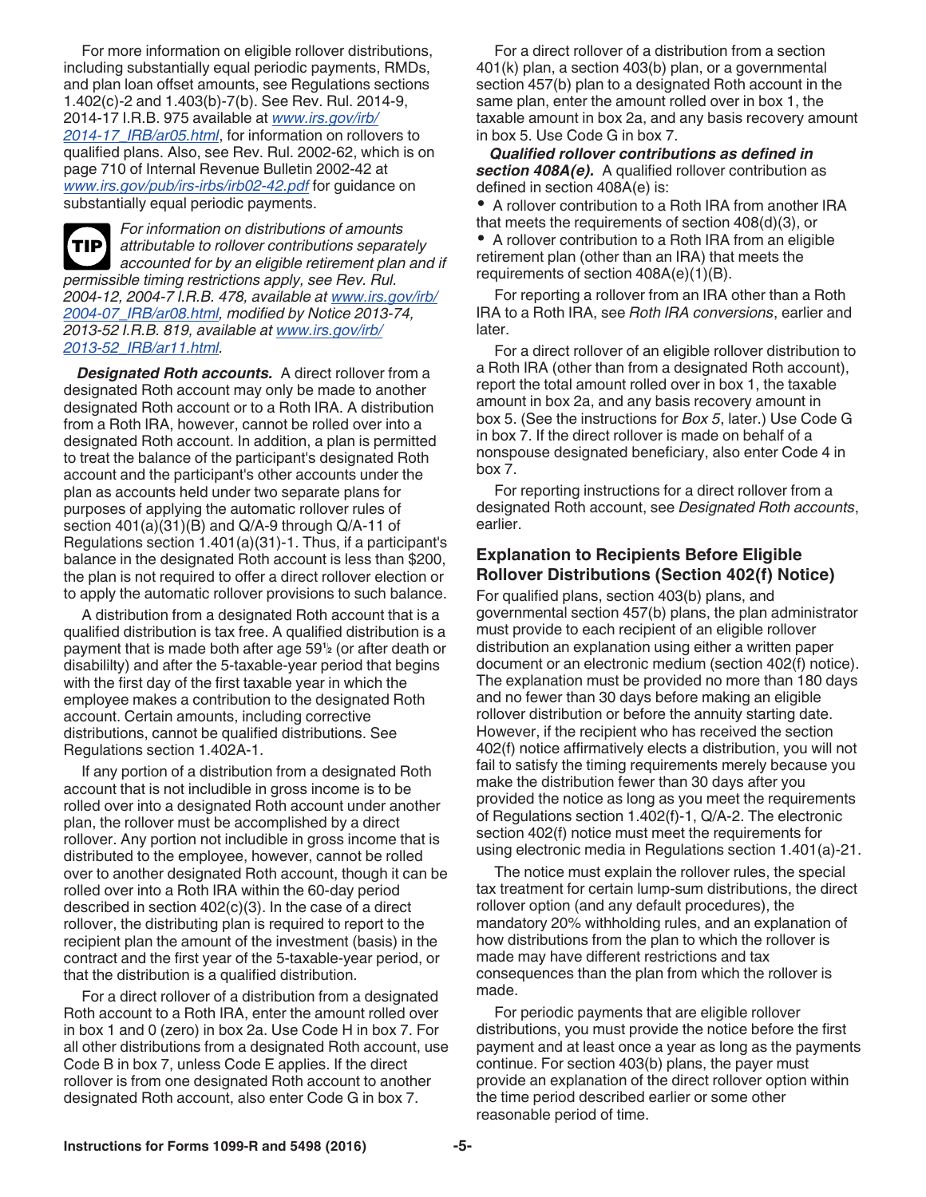For more information on eligible rollover distributions, including substantially equal periodic payments, RMDs, and plan loan offset amounts, see Regulations sections 1.402(c)-2 and 1.403(b)-7(b). See Rev. Rul. 2014-9, 2014-17 I.R.B. 975 available at *www.irs.gov/irb/2014-17_IRB/ar05.html*, for information on rollovers to qualified plans. Also, see Rev. Rul. 2002-62, which is on page 710 of Internal Revenue Bulletin 2002-42 at *www.irs.gov/pub/irs-irbs/irb02-42.pdf* for guidance on substantially equal periodic payments.

**TIP** *For information on distributions of amounts attributable to rollover contributions separately accounted for by an eligible retirement plan and if permissible timing restrictions apply, see Rev. Rul. 2004-12, 2004-7 I.R.B. 478, available at www.irs.gov/irb/2004-07_IRB/ar08.html, modified by Notice 2013-74, 2013-52 I.R.B. 819, available at www.irs.gov/irb/2013-52_IRB/ar11.html.*

***Designated Roth accounts.*** A direct rollover from a designated Roth account may only be made to another designated Roth account or to a Roth IRA. A distribution from a Roth IRA, however, cannot be rolled over into a designated Roth account. In addition, a plan is permitted to treat the balance of the participant's designated Roth account and the participant's other accounts under the plan as accounts held under two separate plans for purposes of applying the automatic rollover rules of section 401(a)(31)(B) and Q/A-9 through Q/A-11 of Regulations section 1.401(a)(31)-1. Thus, if a participant's balance in the designated Roth account is less than $200, the plan is not required to offer a direct rollover election or to apply the automatic rollover provisions to such balance.

A distribution from a designated Roth account that is a qualified distribution is tax free. A qualified distribution is a payment that is made both after age 59½ (or after death or disabililty) and after the 5-taxable-year period that begins with the first day of the first taxable year in which the employee makes a contribution to the designated Roth account. Certain amounts, including corrective distributions, cannot be qualified distributions. See Regulations section 1.402A-1.

If any portion of a distribution from a designated Roth account that is not includible in gross income is to be rolled over into a designated Roth account under another plan, the rollover must be accomplished by a direct rollover. Any portion not includible in gross income that is distributed to the employee, however, cannot be rolled over to another designated Roth account, though it can be rolled over into a Roth IRA within the 60-day period described in section 402(c)(3). In the case of a direct rollover, the distributing plan is required to report to the recipient plan the amount of the investment (basis) in the contract and the first year of the 5-taxable-year period, or that the distribution is a qualified distribution.

For a direct rollover of a distribution from a designated Roth account to a Roth IRA, enter the amount rolled over in box 1 and 0 (zero) in box 2a. Use Code H in box 7. For all other distributions from a designated Roth account, use Code B in box 7, unless Code E applies. If the direct rollover is from one designated Roth account to another designated Roth account, also enter Code G in box 7.

For a direct rollover of a distribution from a section 401(k) plan, a section 403(b) plan, or a governmental section 457(b) plan to a designated Roth account in the same plan, enter the amount rolled over in box 1, the taxable amount in box 2a, and any basis recovery amount in box 5. Use Code G in box 7.

***Qualified rollover contributions as defined in section 408A(e).*** A qualified rollover contribution as defined in section 408A(e) is:

- A rollover contribution to a Roth IRA from another IRA that meets the requirements of section 408(d)(3), or
- A rollover contribution to a Roth IRA from an eligible retirement plan (other than an IRA) that meets the requirements of section 408A(e)(1)(B).

For reporting a rollover from an IRA other than a Roth IRA to a Roth IRA, see *Roth IRA conversions*, earlier and later.

For a direct rollover of an eligible rollover distribution to a Roth IRA (other than from a designated Roth account), report the total amount rolled over in box 1, the taxable amount in box 2a, and any basis recovery amount in box 5. (See the instructions for *Box 5*, later.) Use Code G in box 7. If the direct rollover is made on behalf of a nonspouse designated beneficiary, also enter Code 4 in box 7.

For reporting instructions for a direct rollover from a designated Roth account, see *Designated Roth accounts*, earlier.

## Explanation to Recipients Before Eligible Rollover Distributions (Section 402(f) Notice)

For qualified plans, section 403(b) plans, and governmental section 457(b) plans, the plan administrator must provide to each recipient of an eligible rollover distribution an explanation using either a written paper document or an electronic medium (section 402(f) notice). The explanation must be provided no more than 180 days and no fewer than 30 days before making an eligible rollover distribution or before the annuity starting date. However, if the recipient who has received the section 402(f) notice affirmatively elects a distribution, you will not fail to satisfy the timing requirements merely because you make the distribution fewer than 30 days after you provided the notice as long as you meet the requirements of Regulations section 1.402(f)-1, Q/A-2. The electronic section 402(f) notice must meet the requirements for using electronic media in Regulations section 1.401(a)-21.

The notice must explain the rollover rules, the special tax treatment for certain lump-sum distributions, the direct rollover option (and any default procedures), the mandatory 20% withholding rules, and an explanation of how distributions from the plan to which the rollover is made may have different restrictions and tax consequences than the plan from which the rollover is made.

For periodic payments that are eligible rollover distributions, you must provide the notice before the first payment and at least once a year as long as the payments continue. For section 403(b) plans, the payer must provide an explanation of the direct rollover option within the time period described earlier or some other reasonable period of time.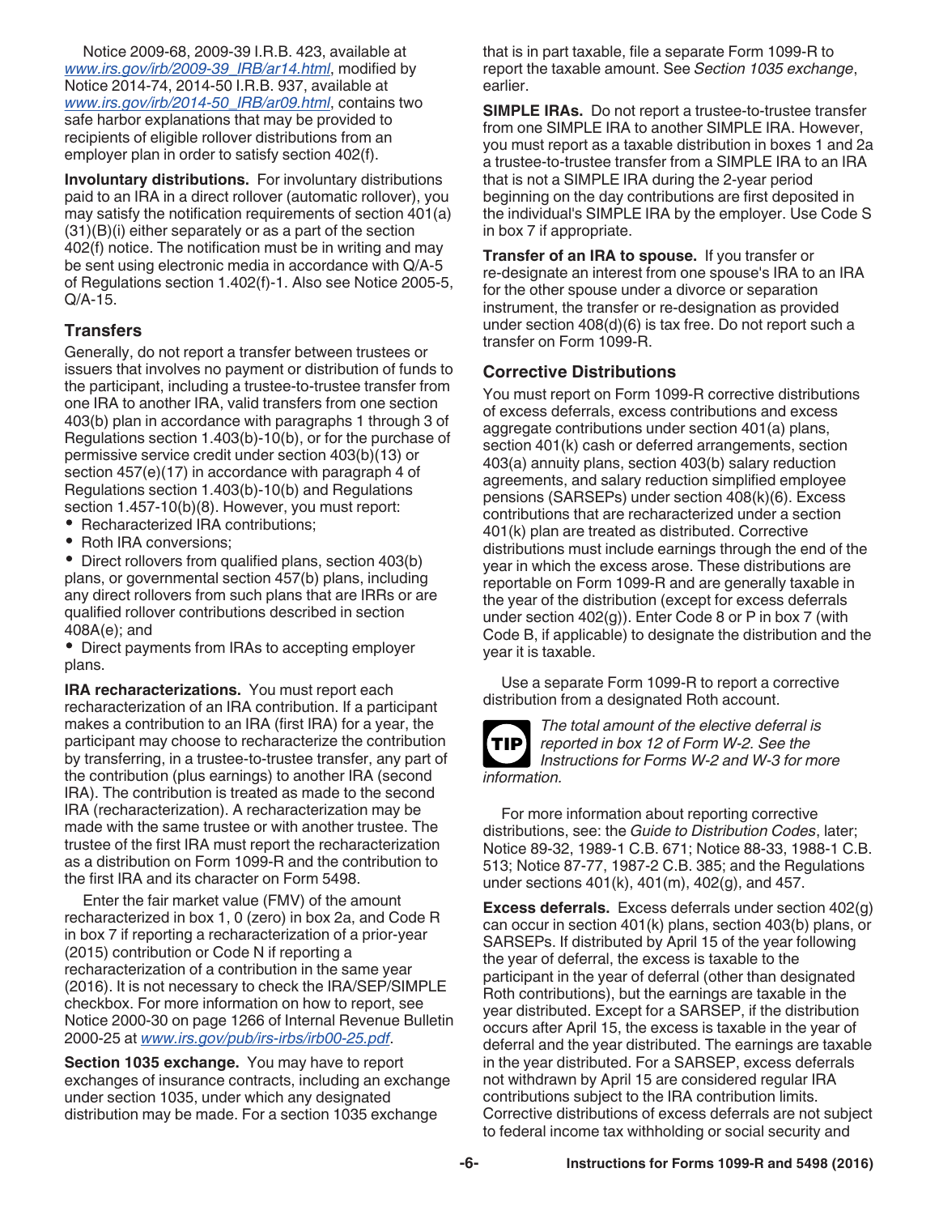Notice 2009-68, 2009-39 I.R.B. 423, available at *www.irs.gov/irb/2009-39_IRB/ar14.html*, modified by Notice 2014-74, 2014-50 I.R.B. 937, available at *www.irs.gov/irb/2014-50_IRB/ar09.html*, contains two safe harbor explanations that may be provided to recipients of eligible rollover distributions from an employer plan in order to satisfy section 402(f).

**Involuntary distributions.** For involuntary distributions paid to an IRA in a direct rollover (automatic rollover), you may satisfy the notification requirements of section 401(a)(31)(B)(i) either separately or as a part of the section 402(f) notice. The notification must be in writing and may be sent using electronic media in accordance with Q/A-5 of Regulations section 1.402(f)-1. Also see Notice 2005-5, Q/A-15.

## Transfers

Generally, do not report a transfer between trustees or issuers that involves no payment or distribution of funds to the participant, including a trustee-to-trustee transfer from one IRA to another IRA, valid transfers from one section 403(b) plan in accordance with paragraphs 1 through 3 of Regulations section 1.403(b)-10(b), or for the purchase of permissive service credit under section 403(b)(13) or section 457(e)(17) in accordance with paragraph 4 of Regulations section 1.403(b)-10(b) and Regulations section 1.457-10(b)(8). However, you must report:

- Recharacterized IRA contributions;
- Roth IRA conversions;
- Direct rollovers from qualified plans, section 403(b) plans, or governmental section 457(b) plans, including any direct rollovers from such plans that are IRRs or are qualified rollover contributions described in section 408A(e); and
- Direct payments from IRAs to accepting employer plans.

**IRA recharacterizations.** You must report each recharacterization of an IRA contribution. If a participant makes a contribution to an IRA (first IRA) for a year, the participant may choose to recharacterize the contribution by transferring, in a trustee-to-trustee transfer, any part of the contribution (plus earnings) to another IRA (second IRA). The contribution is treated as made to the second IRA (recharacterization). A recharacterization may be made with the same trustee or with another trustee. The trustee of the first IRA must report the recharacterization as a distribution on Form 1099-R and the contribution to the first IRA and its character on Form 5498.

Enter the fair market value (FMV) of the amount recharacterized in box 1, 0 (zero) in box 2a, and Code R in box 7 if reporting a recharacterization of a prior-year (2015) contribution or Code N if reporting a recharacterization of a contribution in the same year (2016). It is not necessary to check the IRA/SEP/SIMPLE checkbox. For more information on how to report, see Notice 2000-30 on page 1266 of Internal Revenue Bulletin 2000-25 at *www.irs.gov/pub/irs-irbs/irb00-25.pdf*.

**Section 1035 exchange.** You may have to report exchanges of insurance contracts, including an exchange under section 1035, under which any designated distribution may be made. For a section 1035 exchange that is in part taxable, file a separate Form 1099-R to report the taxable amount. See *Section 1035 exchange*, earlier.

**SIMPLE IRAs.** Do not report a trustee-to-trustee transfer from one SIMPLE IRA to another SIMPLE IRA. However, you must report as a taxable distribution in boxes 1 and 2a a trustee-to-trustee transfer from a SIMPLE IRA to an IRA that is not a SIMPLE IRA during the 2-year period beginning on the day contributions are first deposited in the individual's SIMPLE IRA by the employer. Use Code S in box 7 if appropriate.

**Transfer of an IRA to spouse.** If you transfer or re-designate an interest from one spouse's IRA to an IRA for the other spouse under a divorce or separation instrument, the transfer or re-designation as provided under section 408(d)(6) is tax free. Do not report such a transfer on Form 1099-R.

## Corrective Distributions

You must report on Form 1099-R corrective distributions of excess deferrals, excess contributions and excess aggregate contributions under section 401(a) plans, section 401(k) cash or deferred arrangements, section 403(a) annuity plans, section 403(b) salary reduction agreements, and salary reduction simplified employee pensions (SARSEPs) under section 408(k)(6). Excess contributions that are recharacterized under a section 401(k) plan are treated as distributed. Corrective distributions must include earnings through the end of the year in which the excess arose. These distributions are reportable on Form 1099-R and are generally taxable in the year of the distribution (except for excess deferrals under section 402(g)). Enter Code 8 or P in box 7 (with Code B, if applicable) to designate the distribution and the year it is taxable.

Use a separate Form 1099-R to report a corrective distribution from a designated Roth account.

**TIP** *The total amount of the elective deferral is reported in box 12 of Form W-2. See the Instructions for Forms W-2 and W-3 for more information.*

For more information about reporting corrective distributions, see: the *Guide to Distribution Codes*, later; Notice 89-32, 1989-1 C.B. 671; Notice 88-33, 1988-1 C.B. 513; Notice 87-77, 1987-2 C.B. 385; and the Regulations under sections 401(k), 401(m), 402(g), and 457.

**Excess deferrals.** Excess deferrals under section 402(g) can occur in section 401(k) plans, section 403(b) plans, or SARSEPs. If distributed by April 15 of the year following the year of deferral, the excess is taxable to the participant in the year of deferral (other than designated Roth contributions), but the earnings are taxable in the year distributed. Except for a SARSEP, if the distribution occurs after April 15, the excess is taxable in the year of deferral and the year distributed. The earnings are taxable in the year distributed. For a SARSEP, excess deferrals not withdrawn by April 15 are considered regular IRA contributions subject to the IRA contribution limits. Corrective distributions of excess deferrals are not subject to federal income tax withholding or social security and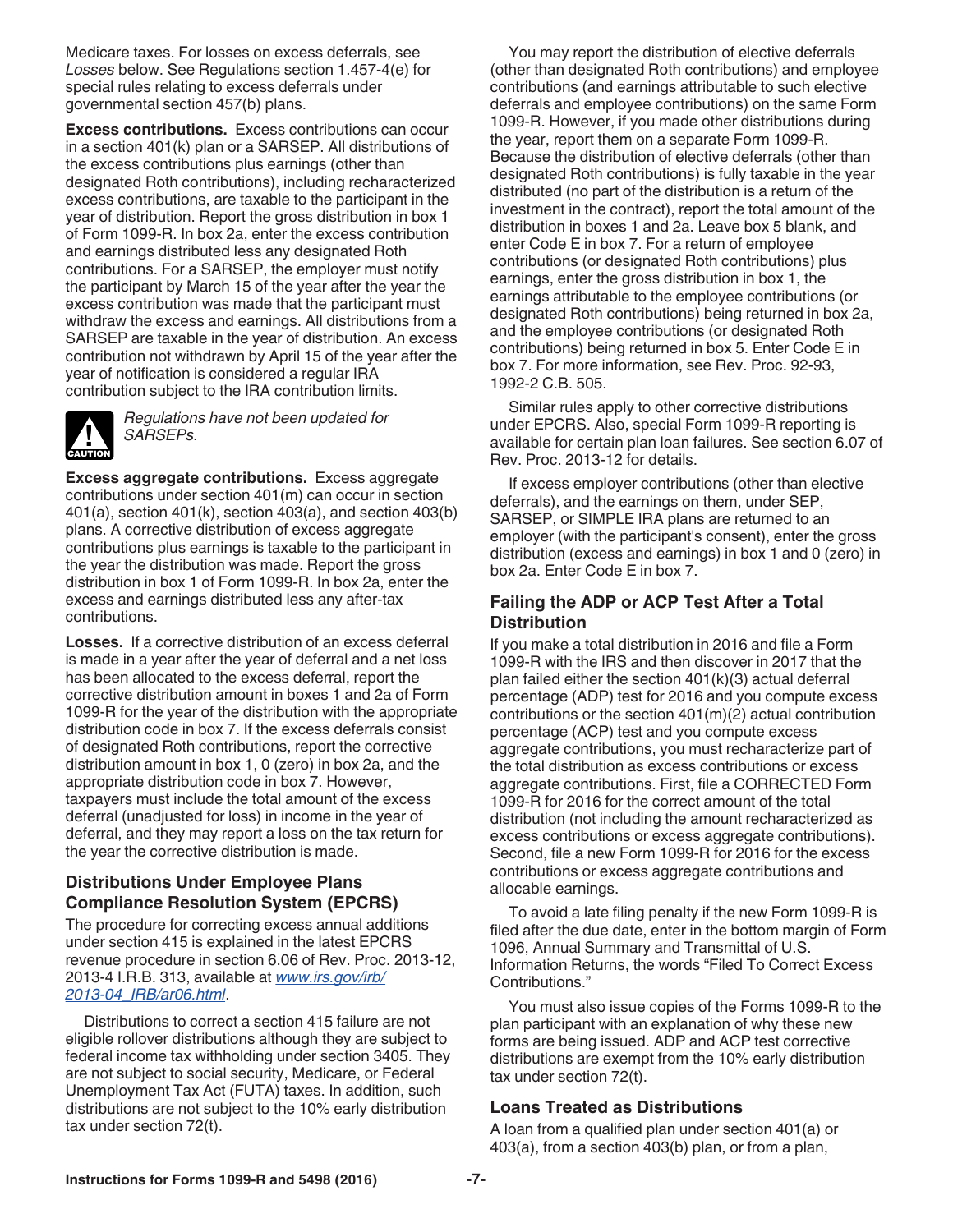Medicare taxes. For losses on excess deferrals, see *Losses* below. See Regulations section 1.457-4(e) for special rules relating to excess deferrals under governmental section 457(b) plans.

**Excess contributions.** Excess contributions can occur in a section 401(k) plan or a SARSEP. All distributions of the excess contributions plus earnings (other than designated Roth contributions), including recharacterized excess contributions, are taxable to the participant in the year of distribution. Report the gross distribution in box 1 of Form 1099-R. In box 2a, enter the excess contribution and earnings distributed less any designated Roth contributions. For a SARSEP, the employer must notify the participant by March 15 of the year after the year the excess contribution was made that the participant must withdraw the excess and earnings. All distributions from a SARSEP are taxable in the year of distribution. An excess contribution not withdrawn by April 15 of the year after the year of notification is considered a regular IRA contribution subject to the IRA contribution limits.

CAUTION: *Regulations have not been updated for SARSEPs.*

**Excess aggregate contributions.** Excess aggregate contributions under section 401(m) can occur in section 401(a), section 401(k), section 403(a), and section 403(b) plans. A corrective distribution of excess aggregate contributions plus earnings is taxable to the participant in the year the distribution was made. Report the gross distribution in box 1 of Form 1099-R. In box 2a, enter the excess and earnings distributed less any after-tax contributions.

**Losses.** If a corrective distribution of an excess deferral is made in a year after the year of deferral and a net loss has been allocated to the excess deferral, report the corrective distribution amount in boxes 1 and 2a of Form 1099-R for the year of the distribution with the appropriate distribution code in box 7. If the excess deferrals consist of designated Roth contributions, report the corrective distribution amount in box 1, 0 (zero) in box 2a, and the appropriate distribution code in box 7. However, taxpayers must include the total amount of the excess deferral (unadjusted for loss) in income in the year of deferral, and they may report a loss on the tax return for the year the corrective distribution is made.

### Distributions Under Employee Plans Compliance Resolution System (EPCRS)

The procedure for correcting excess annual additions under section 415 is explained in the latest EPCRS revenue procedure in section 6.06 of Rev. Proc. 2013-12, 2013-4 I.R.B. 313, available at *www.irs.gov/irb/2013-04_IRB/ar06.html*.

Distributions to correct a section 415 failure are not eligible rollover distributions although they are subject to federal income tax withholding under section 3405. They are not subject to social security, Medicare, or Federal Unemployment Tax Act (FUTA) taxes. In addition, such distributions are not subject to the 10% early distribution tax under section 72(t).

You may report the distribution of elective deferrals (other than designated Roth contributions) and employee contributions (and earnings attributable to such elective deferrals and employee contributions) on the same Form 1099-R. However, if you made other distributions during the year, report them on a separate Form 1099-R. Because the distribution of elective deferrals (other than designated Roth contributions) is fully taxable in the year distributed (no part of the distribution is a return of the investment in the contract), report the total amount of the distribution in boxes 1 and 2a. Leave box 5 blank, and enter Code E in box 7. For a return of employee contributions (or designated Roth contributions) plus earnings, enter the gross distribution in box 1, the earnings attributable to the employee contributions (or designated Roth contributions) being returned in box 2a, and the employee contributions (or designated Roth contributions) being returned in box 5. Enter Code E in box 7. For more information, see Rev. Proc. 92-93, 1992-2 C.B. 505.

Similar rules apply to other corrective distributions under EPCRS. Also, special Form 1099-R reporting is available for certain plan loan failures. See section 6.07 of Rev. Proc. 2013-12 for details.

If excess employer contributions (other than elective deferrals), and the earnings on them, under SEP, SARSEP, or SIMPLE IRA plans are returned to an employer (with the participant's consent), enter the gross distribution (excess and earnings) in box 1 and 0 (zero) in box 2a. Enter Code E in box 7.

### Failing the ADP or ACP Test After a Total Distribution

If you make a total distribution in 2016 and file a Form 1099-R with the IRS and then discover in 2017 that the plan failed either the section 401(k)(3) actual deferral percentage (ADP) test for 2016 and you compute excess contributions or the section 401(m)(2) actual contribution percentage (ACP) test and you compute excess aggregate contributions, you must recharacterize part of the total distribution as excess contributions or excess aggregate contributions. First, file a CORRECTED Form 1099-R for 2016 for the correct amount of the total distribution (not including the amount recharacterized as excess contributions or excess aggregate contributions). Second, file a new Form 1099-R for 2016 for the excess contributions or excess aggregate contributions and allocable earnings.

To avoid a late filing penalty if the new Form 1099-R is filed after the due date, enter in the bottom margin of Form 1096, Annual Summary and Transmittal of U.S. Information Returns, the words "Filed To Correct Excess Contributions."

You must also issue copies of the Forms 1099-R to the plan participant with an explanation of why these new forms are being issued. ADP and ACP test corrective distributions are exempt from the 10% early distribution tax under section 72(t).

### Loans Treated as Distributions

A loan from a qualified plan under section 401(a) or 403(a), from a section 403(b) plan, or from a plan,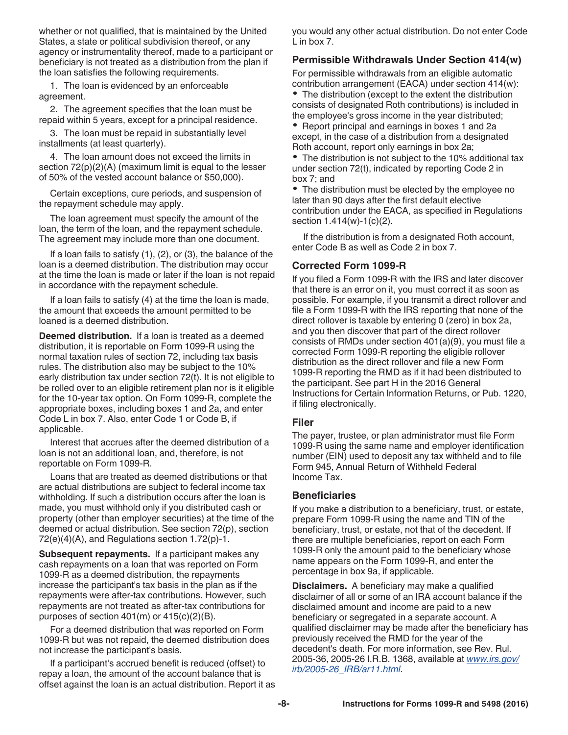whether or not qualified, that is maintained by the United States, a state or political subdivision thereof, or any agency or instrumentality thereof, made to a participant or beneficiary is not treated as a distribution from the plan if the loan satisfies the following requirements.

1. The loan is evidenced by an enforceable agreement.

2. The agreement specifies that the loan must be repaid within 5 years, except for a principal residence.

3. The loan must be repaid in substantially level installments (at least quarterly).

4. The loan amount does not exceed the limits in section 72(p)(2)(A) (maximum limit is equal to the lesser of 50% of the vested account balance or $50,000).

Certain exceptions, cure periods, and suspension of the repayment schedule may apply.

The loan agreement must specify the amount of the loan, the term of the loan, and the repayment schedule. The agreement may include more than one document.

If a loan fails to satisfy (1), (2), or (3), the balance of the loan is a deemed distribution. The distribution may occur at the time the loan is made or later if the loan is not repaid in accordance with the repayment schedule.

If a loan fails to satisfy (4) at the time the loan is made, the amount that exceeds the amount permitted to be loaned is a deemed distribution.

**Deemed distribution.** If a loan is treated as a deemed distribution, it is reportable on Form 1099-R using the normal taxation rules of section 72, including tax basis rules. The distribution also may be subject to the 10% early distribution tax under section 72(t). It is not eligible to be rolled over to an eligible retirement plan nor is it eligible for the 10-year tax option. On Form 1099-R, complete the appropriate boxes, including boxes 1 and 2a, and enter Code L in box 7. Also, enter Code 1 or Code B, if applicable.

Interest that accrues after the deemed distribution of a loan is not an additional loan, and, therefore, is not reportable on Form 1099-R.

Loans that are treated as deemed distributions or that are actual distributions are subject to federal income tax withholding. If such a distribution occurs after the loan is made, you must withhold only if you distributed cash or property (other than employer securities) at the time of the deemed or actual distribution. See section 72(p), section 72(e)(4)(A), and Regulations section 1.72(p)-1.

**Subsequent repayments.** If a participant makes any cash repayments on a loan that was reported on Form 1099-R as a deemed distribution, the repayments increase the participant's tax basis in the plan as if the repayments were after-tax contributions. However, such repayments are not treated as after-tax contributions for purposes of section 401(m) or 415(c)(2)(B).

For a deemed distribution that was reported on Form 1099-R but was not repaid, the deemed distribution does not increase the participant's basis.

If a participant's accrued benefit is reduced (offset) to repay a loan, the amount of the account balance that is offset against the loan is an actual distribution. Report it as you would any other actual distribution. Do not enter Code L in box 7.

### Permissible Withdrawals Under Section 414(w)

For permissible withdrawals from an eligible automatic contribution arrangement (EACA) under section 414(w):

- The distribution (except to the extent the distribution consists of designated Roth contributions) is included in the employee's gross income in the year distributed;
- Report principal and earnings in boxes 1 and 2a except, in the case of a distribution from a designated Roth account, report only earnings in box 2a;
- The distribution is not subject to the 10% additional tax under section 72(t), indicated by reporting Code 2 in box 7; and
- The distribution must be elected by the employee no later than 90 days after the first default elective contribution under the EACA, as specified in Regulations section 1.414(w)-1(c)(2).

If the distribution is from a designated Roth account, enter Code B as well as Code 2 in box 7.

### Corrected Form 1099-R

If you filed a Form 1099-R with the IRS and later discover that there is an error on it, you must correct it as soon as possible. For example, if you transmit a direct rollover and file a Form 1099-R with the IRS reporting that none of the direct rollover is taxable by entering 0 (zero) in box 2a, and you then discover that part of the direct rollover consists of RMDs under section 401(a)(9), you must file a corrected Form 1099-R reporting the eligible rollover distribution as the direct rollover and file a new Form 1099-R reporting the RMD as if it had been distributed to the participant. See part H in the 2016 General Instructions for Certain Information Returns, or Pub. 1220, if filing electronically.

### Filer

The payer, trustee, or plan administrator must file Form 1099-R using the same name and employer identification number (EIN) used to deposit any tax withheld and to file Form 945, Annual Return of Withheld Federal Income Tax.

### Beneficiaries

If you make a distribution to a beneficiary, trust, or estate, prepare Form 1099-R using the name and TIN of the beneficiary, trust, or estate, not that of the decedent. If there are multiple beneficiaries, report on each Form 1099-R only the amount paid to the beneficiary whose name appears on the Form 1099-R, and enter the percentage in box 9a, if applicable.

**Disclaimers.** A beneficiary may make a qualified disclaimer of all or some of an IRA account balance if the disclaimed amount and income are paid to a new beneficiary or segregated in a separate account. A qualified disclaimer may be made after the beneficiary has previously received the RMD for the year of the decedent's death. For more information, see Rev. Rul. 2005-36, 2005-26 I.R.B. 1368, available at *www.irs.gov/irb/2005-26_IRB/ar11.html*.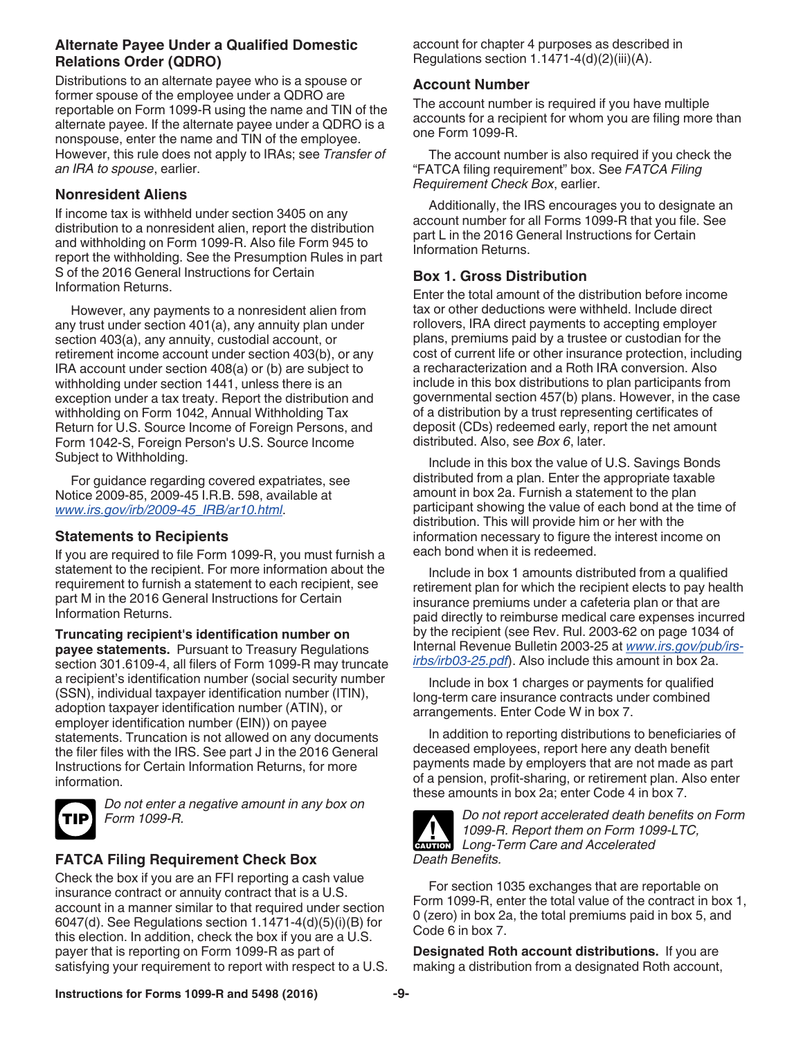### Alternate Payee Under a Qualified Domestic Relations Order (QDRO)

Distributions to an alternate payee who is a spouse or former spouse of the employee under a QDRO are reportable on Form 1099-R using the name and TIN of the alternate payee. If the alternate payee under a QDRO is a nonspouse, enter the name and TIN of the employee. However, this rule does not apply to IRAs; see *Transfer of an IRA to spouse*, earlier.

### Nonresident Aliens

If income tax is withheld under section 3405 on any distribution to a nonresident alien, report the distribution and withholding on Form 1099-R. Also file Form 945 to report the withholding. See the Presumption Rules in part S of the 2016 General Instructions for Certain Information Returns.

However, any payments to a nonresident alien from any trust under section 401(a), any annuity plan under section 403(a), any annuity, custodial account, or retirement income account under section 403(b), or any IRA account under section 408(a) or (b) are subject to withholding under section 1441, unless there is an exception under a tax treaty. Report the distribution and withholding on Form 1042, Annual Withholding Tax Return for U.S. Source Income of Foreign Persons, and Form 1042-S, Foreign Person's U.S. Source Income Subject to Withholding.

For guidance regarding covered expatriates, see Notice 2009-85, 2009-45 I.R.B. 598, available at *www.irs.gov/irb/2009-45_IRB/ar10.html*.

### Statements to Recipients

If you are required to file Form 1099-R, you must furnish a statement to the recipient. For more information about the requirement to furnish a statement to each recipient, see part M in the 2016 General Instructions for Certain Information Returns.

**Truncating recipient's identification number on payee statements.** Pursuant to Treasury Regulations section 301.6109-4, all filers of Form 1099-R may truncate a recipient's identification number (social security number (SSN), individual taxpayer identification number (ITIN), adoption taxpayer identification number (ATIN), or employer identification number (EIN)) on payee statements. Truncation is not allowed on any documents the filer files with the IRS. See part J in the 2016 General Instructions for Certain Information Returns, for more information.

**TIP** *Do not enter a negative amount in any box on Form 1099-R.*

### FATCA Filing Requirement Check Box

Check the box if you are an FFI reporting a cash value insurance contract or annuity contract that is a U.S. account in a manner similar to that required under section 6047(d). See Regulations section 1.1471-4(d)(5)(i)(B) for this election. In addition, check the box if you are a U.S. payer that is reporting on Form 1099-R as part of satisfying your requirement to report with respect to a U.S. account for chapter 4 purposes as described in Regulations section 1.1471-4(d)(2)(iii)(A).

### Account Number

The account number is required if you have multiple accounts for a recipient for whom you are filing more than one Form 1099-R.

The account number is also required if you check the "FATCA filing requirement" box. See *FATCA Filing Requirement Check Box*, earlier.

Additionally, the IRS encourages you to designate an account number for all Forms 1099-R that you file. See part L in the 2016 General Instructions for Certain Information Returns.

### Box 1. Gross Distribution

Enter the total amount of the distribution before income tax or other deductions were withheld. Include direct rollovers, IRA direct payments to accepting employer plans, premiums paid by a trustee or custodian for the cost of current life or other insurance protection, including a recharacterization and a Roth IRA conversion. Also include in this box distributions to plan participants from governmental section 457(b) plans. However, in the case of a distribution by a trust representing certificates of deposit (CDs) redeemed early, report the net amount distributed. Also, see *Box 6*, later.

Include in this box the value of U.S. Savings Bonds distributed from a plan. Enter the appropriate taxable amount in box 2a. Furnish a statement to the plan participant showing the value of each bond at the time of distribution. This will provide him or her with the information necessary to figure the interest income on each bond when it is redeemed.

Include in box 1 amounts distributed from a qualified retirement plan for which the recipient elects to pay health insurance premiums under a cafeteria plan or that are paid directly to reimburse medical care expenses incurred by the recipient (see Rev. Rul. 2003-62 on page 1034 of Internal Revenue Bulletin 2003-25 at *www.irs.gov/pub/irs-irbs/irb03-25.pdf*). Also include this amount in box 2a.

Include in box 1 charges or payments for qualified long-term care insurance contracts under combined arrangements. Enter Code W in box 7.

In addition to reporting distributions to beneficiaries of deceased employees, report here any death benefit payments made by employers that are not made as part of a pension, profit-sharing, or retirement plan. Also enter these amounts in box 2a; enter Code 4 in box 7.

**CAUTION** *Do not report accelerated death benefits on Form 1099-R. Report them on Form 1099-LTC, Long-Term Care and Accelerated Death Benefits.*

For section 1035 exchanges that are reportable on Form 1099-R, enter the total value of the contract in box 1, 0 (zero) in box 2a, the total premiums paid in box 5, and Code 6 in box 7.

**Designated Roth account distributions.** If you are making a distribution from a designated Roth account,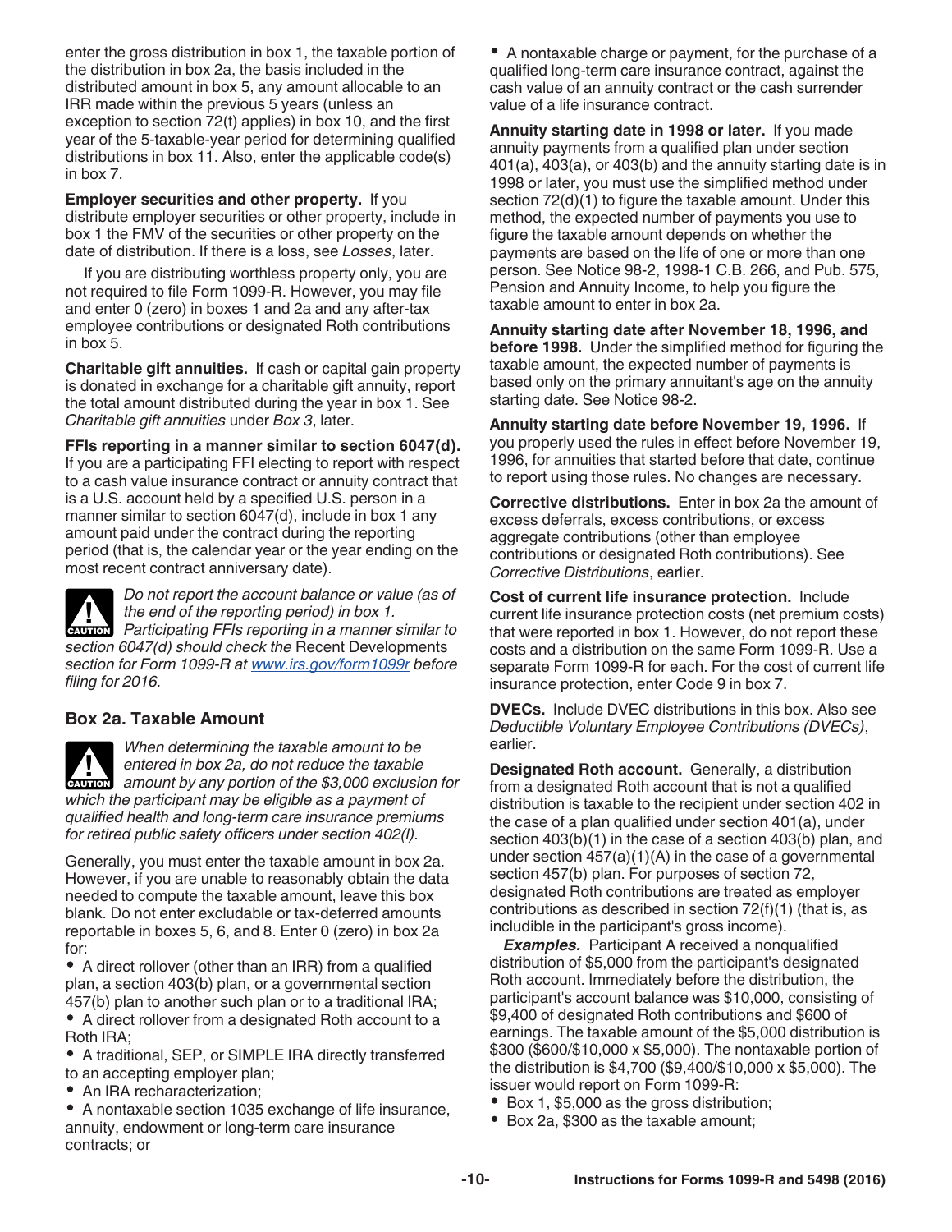enter the gross distribution in box 1, the taxable portion of the distribution in box 2a, the basis included in the distributed amount in box 5, any amount allocable to an IRR made within the previous 5 years (unless an exception to section 72(t) applies) in box 10, and the first year of the 5-taxable-year period for determining qualified distributions in box 11. Also, enter the applicable code(s) in box 7.

**Employer securities and other property.** If you distribute employer securities or other property, include in box 1 the FMV of the securities or other property on the date of distribution. If there is a loss, see *Losses*, later.

If you are distributing worthless property only, you are not required to file Form 1099-R. However, you may file and enter 0 (zero) in boxes 1 and 2a and any after-tax employee contributions or designated Roth contributions in box 5.

**Charitable gift annuities.** If cash or capital gain property is donated in exchange for a charitable gift annuity, report the total amount distributed during the year in box 1. See *Charitable gift annuities* under *Box 3*, later.

**FFIs reporting in a manner similar to section 6047(d).** If you are a participating FFI electing to report with respect to a cash value insurance contract or annuity contract that is a U.S. account held by a specified U.S. person in a manner similar to section 6047(d), include in box 1 any amount paid under the contract during the reporting period (that is, the calendar year or the year ending on the most recent contract anniversary date).

CAUTION: *Do not report the account balance or value (as of the end of the reporting period) in box 1. Participating FFIs reporting in a manner similar to section 6047(d) should check the* Recent Developments *section for Form 1099-R at www.irs.gov/form1099r before filing for 2016.*

## Box 2a. Taxable Amount

CAUTION: *When determining the taxable amount to be entered in box 2a, do not reduce the taxable amount by any portion of the $3,000 exclusion for which the participant may be eligible as a payment of qualified health and long-term care insurance premiums for retired public safety officers under section 402(l).*

Generally, you must enter the taxable amount in box 2a. However, if you are unable to reasonably obtain the data needed to compute the taxable amount, leave this box blank. Do not enter excludable or tax-deferred amounts reportable in boxes 5, 6, and 8. Enter 0 (zero) in box 2a for:

- A direct rollover (other than an IRR) from a qualified plan, a section 403(b) plan, or a governmental section 457(b) plan to another such plan or to a traditional IRA;
- A direct rollover from a designated Roth account to a Roth IRA;
- A traditional, SEP, or SIMPLE IRA directly transferred to an accepting employer plan;
- An IRA recharacterization;
- A nontaxable section 1035 exchange of life insurance, annuity, endowment or long-term care insurance contracts; or
- A nontaxable charge or payment, for the purchase of a qualified long-term care insurance contract, against the cash value of an annuity contract or the cash surrender value of a life insurance contract.

**Annuity starting date in 1998 or later.** If you made annuity payments from a qualified plan under section 401(a), 403(a), or 403(b) and the annuity starting date is in 1998 or later, you must use the simplified method under section 72(d)(1) to figure the taxable amount. Under this method, the expected number of payments you use to figure the taxable amount depends on whether the payments are based on the life of one or more than one person. See Notice 98-2, 1998-1 C.B. 266, and Pub. 575, Pension and Annuity Income, to help you figure the taxable amount to enter in box 2a.

**Annuity starting date after November 18, 1996, and before 1998.** Under the simplified method for figuring the taxable amount, the expected number of payments is based only on the primary annuitant's age on the annuity starting date. See Notice 98-2.

**Annuity starting date before November 19, 1996.** If you properly used the rules in effect before November 19, 1996, for annuities that started before that date, continue to report using those rules. No changes are necessary.

**Corrective distributions.** Enter in box 2a the amount of excess deferrals, excess contributions, or excess aggregate contributions (other than employee contributions or designated Roth contributions). See *Corrective Distributions*, earlier.

**Cost of current life insurance protection.** Include current life insurance protection costs (net premium costs) that were reported in box 1. However, do not report these costs and a distribution on the same Form 1099-R. Use a separate Form 1099-R for each. For the cost of current life insurance protection, enter Code 9 in box 7.

**DVECs.** Include DVEC distributions in this box. Also see *Deductible Voluntary Employee Contributions (DVECs)*, earlier.

**Designated Roth account.** Generally, a distribution from a designated Roth account that is not a qualified distribution is taxable to the recipient under section 402 in the case of a plan qualified under section 401(a), under section 403(b)(1) in the case of a section 403(b) plan, and under section 457(a)(1)(A) in the case of a governmental section 457(b) plan. For purposes of section 72, designated Roth contributions are treated as employer contributions as described in section 72(f)(1) (that is, as includible in the participant's gross income).

***Examples.*** Participant A received a nonqualified distribution of $5,000 from the participant's designated Roth account. Immediately before the distribution, the participant's account balance was $10,000, consisting of $9,400 of designated Roth contributions and $600 of earnings. The taxable amount of the $5,000 distribution is $300 ($600/$10,000 x $5,000). The nontaxable portion of the distribution is $4,700 ($9,400/$10,000 x $5,000). The issuer would report on Form 1099-R:

- Box 1, $5,000 as the gross distribution;
- Box 2a, $300 as the taxable amount;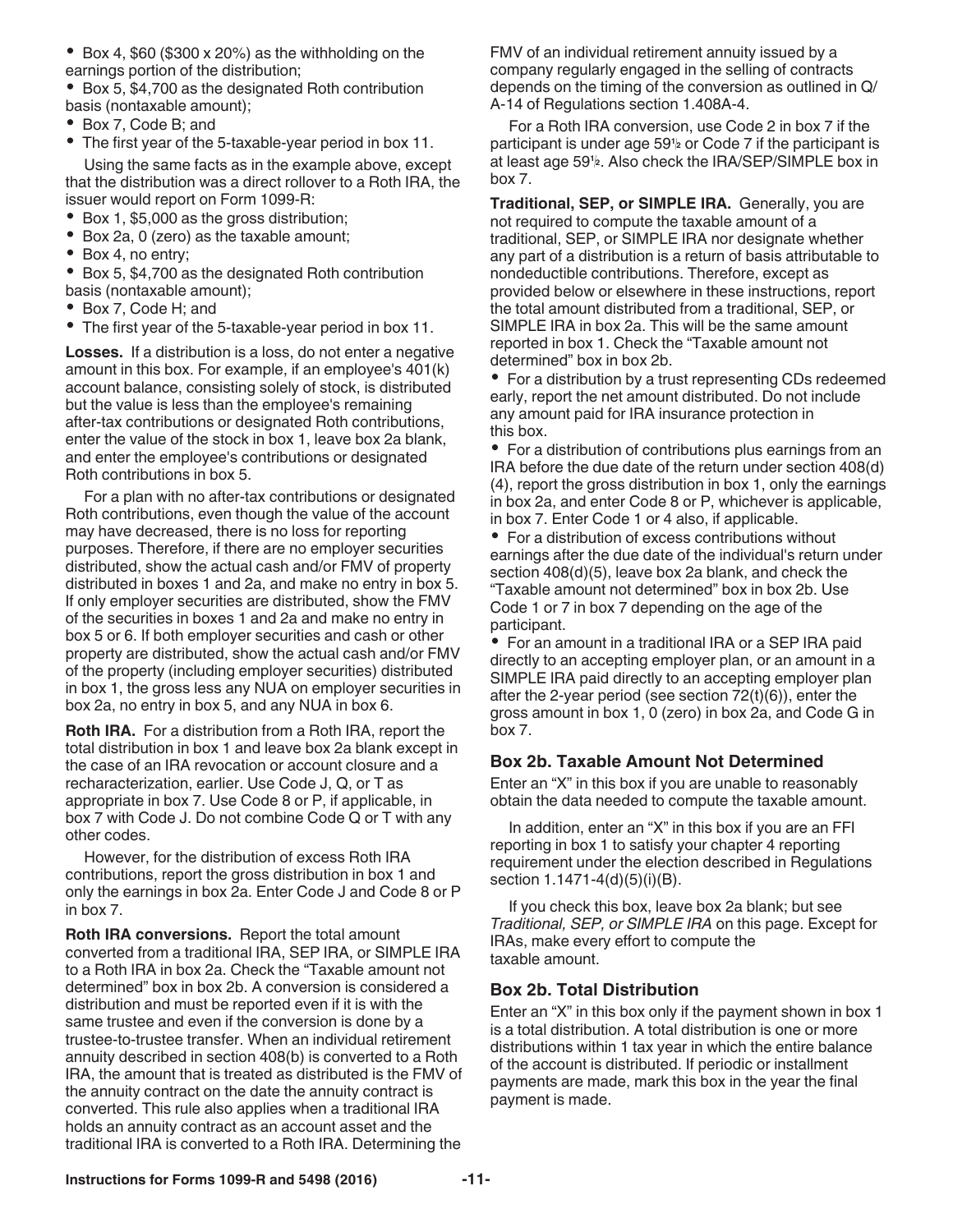- Box 4, $60 ($300 x 20%) as the withholding on the earnings portion of the distribution;
- Box 5, $4,700 as the designated Roth contribution basis (nontaxable amount);
- Box 7, Code B; and
- The first year of the 5-taxable-year period in box 11.

Using the same facts as in the example above, except that the distribution was a direct rollover to a Roth IRA, the issuer would report on Form 1099-R:

- Box 1, $5,000 as the gross distribution;
- Box 2a, 0 (zero) as the taxable amount;
- Box 4, no entry;
- Box 5, $4,700 as the designated Roth contribution basis (nontaxable amount);
- Box 7, Code H; and
- The first year of the 5-taxable-year period in box 11.

**Losses.** If a distribution is a loss, do not enter a negative amount in this box. For example, if an employee's 401(k) account balance, consisting solely of stock, is distributed but the value is less than the employee's remaining after-tax contributions or designated Roth contributions, enter the value of the stock in box 1, leave box 2a blank, and enter the employee's contributions or designated Roth contributions in box 5.

For a plan with no after-tax contributions or designated Roth contributions, even though the value of the account may have decreased, there is no loss for reporting purposes. Therefore, if there are no employer securities distributed, show the actual cash and/or FMV of property distributed in boxes 1 and 2a, and make no entry in box 5. If only employer securities are distributed, show the FMV of the securities in boxes 1 and 2a and make no entry in box 5 or 6. If both employer securities and cash or other property are distributed, show the actual cash and/or FMV of the property (including employer securities) distributed in box 1, the gross less any NUA on employer securities in box 2a, no entry in box 5, and any NUA in box 6.

**Roth IRA.** For a distribution from a Roth IRA, report the total distribution in box 1 and leave box 2a blank except in the case of an IRA revocation or account closure and a recharacterization, earlier. Use Code J, Q, or T as appropriate in box 7. Use Code 8 or P, if applicable, in box 7 with Code J. Do not combine Code Q or T with any other codes.

However, for the distribution of excess Roth IRA contributions, report the gross distribution in box 1 and only the earnings in box 2a. Enter Code J and Code 8 or P in box 7.

**Roth IRA conversions.** Report the total amount converted from a traditional IRA, SEP IRA, or SIMPLE IRA to a Roth IRA in box 2a. Check the "Taxable amount not determined" box in box 2b. A conversion is considered a distribution and must be reported even if it is with the same trustee and even if the conversion is done by a trustee-to-trustee transfer. When an individual retirement annuity described in section 408(b) is converted to a Roth IRA, the amount that is treated as distributed is the FMV of the annuity contract on the date the annuity contract is converted. This rule also applies when a traditional IRA holds an annuity contract as an account asset and the traditional IRA is converted to a Roth IRA. Determining the FMV of an individual retirement annuity issued by a company regularly engaged in the selling of contracts depends on the timing of the conversion as outlined in Q/A-14 of Regulations section 1.408A-4.

For a Roth IRA conversion, use Code 2 in box 7 if the participant is under age 59½ or Code 7 if the participant is at least age 59½. Also check the IRA/SEP/SIMPLE box in box 7.

**Traditional, SEP, or SIMPLE IRA.** Generally, you are not required to compute the taxable amount of a traditional, SEP, or SIMPLE IRA nor designate whether any part of a distribution is a return of basis attributable to nondeductible contributions. Therefore, except as provided below or elsewhere in these instructions, report the total amount distributed from a traditional, SEP, or SIMPLE IRA in box 2a. This will be the same amount reported in box 1. Check the "Taxable amount not determined" box in box 2b.

- For a distribution by a trust representing CDs redeemed early, report the net amount distributed. Do not include any amount paid for IRA insurance protection in this box.
- For a distribution of contributions plus earnings from an IRA before the due date of the return under section 408(d)(4), report the gross distribution in box 1, only the earnings in box 2a, and enter Code 8 or P, whichever is applicable, in box 7. Enter Code 1 or 4 also, if applicable.
- For a distribution of excess contributions without earnings after the due date of the individual's return under section 408(d)(5), leave box 2a blank, and check the "Taxable amount not determined" box in box 2b. Use Code 1 or 7 in box 7 depending on the age of the participant.
- For an amount in a traditional IRA or a SEP IRA paid directly to an accepting employer plan, or an amount in a SIMPLE IRA paid directly to an accepting employer plan after the 2-year period (see section 72(t)(6)), enter the gross amount in box 1, 0 (zero) in box 2a, and Code G in box 7.

## Box 2b. Taxable Amount Not Determined

Enter an "X" in this box if you are unable to reasonably obtain the data needed to compute the taxable amount.

In addition, enter an "X" in this box if you are an FFI reporting in box 1 to satisfy your chapter 4 reporting requirement under the election described in Regulations section 1.1471-4(d)(5)(i)(B).

If you check this box, leave box 2a blank; but see *Traditional, SEP, or SIMPLE IRA* on this page. Except for IRAs, make every effort to compute the taxable amount.

## Box 2b. Total Distribution

Enter an "X" in this box only if the payment shown in box 1 is a total distribution. A total distribution is one or more distributions within 1 tax year in which the entire balance of the account is distributed. If periodic or installment payments are made, mark this box in the year the final payment is made.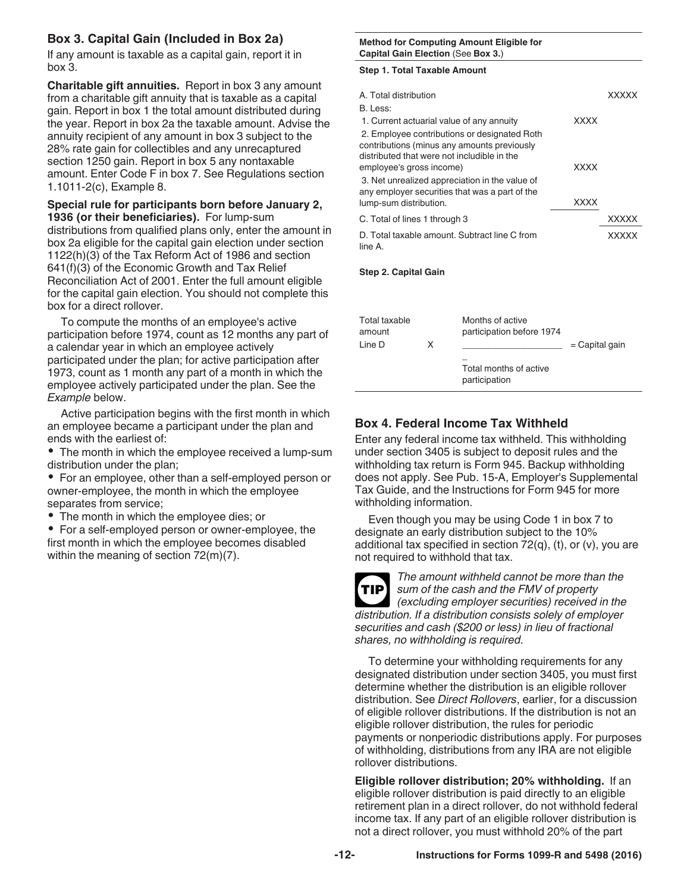### Box 3. Capital Gain (Included in Box 2a)

If any amount is taxable as a capital gain, report it in box 3.

**Charitable gift annuities.** Report in box 3 any amount from a charitable gift annuity that is taxable as a capital gain. Report in box 1 the total amount distributed during the year. Report in box 2a the taxable amount. Advise the annuity recipient of any amount in box 3 subject to the 28% rate gain for collectibles and any unrecaptured section 1250 gain. Report in box 5 any nontaxable amount. Enter Code F in box 7. See Regulations section 1.1011-2(c), Example 8.

**Special rule for participants born before January 2, 1936 (or their beneficiaries).** For lump-sum distributions from qualified plans only, enter the amount in box 2a eligible for the capital gain election under section 1122(h)(3) of the Tax Reform Act of 1986 and section 641(f)(3) of the Economic Growth and Tax Relief Reconciliation Act of 2001. Enter the full amount eligible for the capital gain election. You should not complete this box for a direct rollover.

To compute the months of an employee's active participation before 1974, count as 12 months any part of a calendar year in which an employee actively participated under the plan; for active participation after 1973, count as 1 month any part of a month in which the employee actively participated under the plan. See the *Example* below.

Active participation begins with the first month in which an employee became a participant under the plan and ends with the earliest of:

- The month in which the employee received a lump-sum distribution under the plan;
- For an employee, other than a self-employed person or owner-employee, the month in which the employee separates from service;
- The month in which the employee dies; or
- For a self-employed person or owner-employee, the first month in which the employee becomes disabled within the meaning of section 72(m)(7).

**Method for Computing Amount Eligible for Capital Gain Election** (See **Box 3.**)

**Step 1. Total Taxable Amount**

| | | |
|---|---|---|
| A. Total distribution | | XXXXX |
| B. Less: | | |
| 1. Current actuarial value of any annuity | XXXX | |
| 2. Employee contributions or designated Roth contributions (minus any amounts previously distributed that were not includible in the employee's gross income) | XXXX | |
| 3. Net unrealized appreciation in the value of any employer securities that was a part of the lump-sum distribution. | XXXX | |
| C. Total of lines 1 through 3 | | XXXXX |
| D. Total taxable amount. Subtract line C from line A. | | XXXXX |

**Step 2. Capital Gain**

$$\text{Total taxable amount Line D} \times \frac{\text{Months of active participation before 1974}}{\text{Total months of active participation}} = \text{Capital gain}$$

### Box 4. Federal Income Tax Withheld

Enter any federal income tax withheld. This withholding under section 3405 is subject to deposit rules and the withholding tax return is Form 945. Backup withholding does not apply. See Pub. 15-A, Employer's Supplemental Tax Guide, and the Instructions for Form 945 for more withholding information.

Even though you may be using Code 1 in box 7 to designate an early distribution subject to the 10% additional tax specified in section 72(q), (t), or (v), you are not required to withhold that tax.

**TIP** *The amount withheld cannot be more than the sum of the cash and the FMV of property (excluding employer securities) received in the distribution. If a distribution consists solely of employer securities and cash ($200 or less) in lieu of fractional shares, no withholding is required.*

To determine your withholding requirements for any designated distribution under section 3405, you must first determine whether the distribution is an eligible rollover distribution. See *Direct Rollovers*, earlier, for a discussion of eligible rollover distributions. If the distribution is not an eligible rollover distribution, the rules for periodic payments or nonperiodic distributions apply. For purposes of withholding, distributions from any IRA are not eligible rollover distributions.

**Eligible rollover distribution; 20% withholding.** If an eligible rollover distribution is paid directly to an eligible retirement plan in a direct rollover, do not withhold federal income tax. If any part of an eligible rollover distribution is not a direct rollover, you must withhold 20% of the part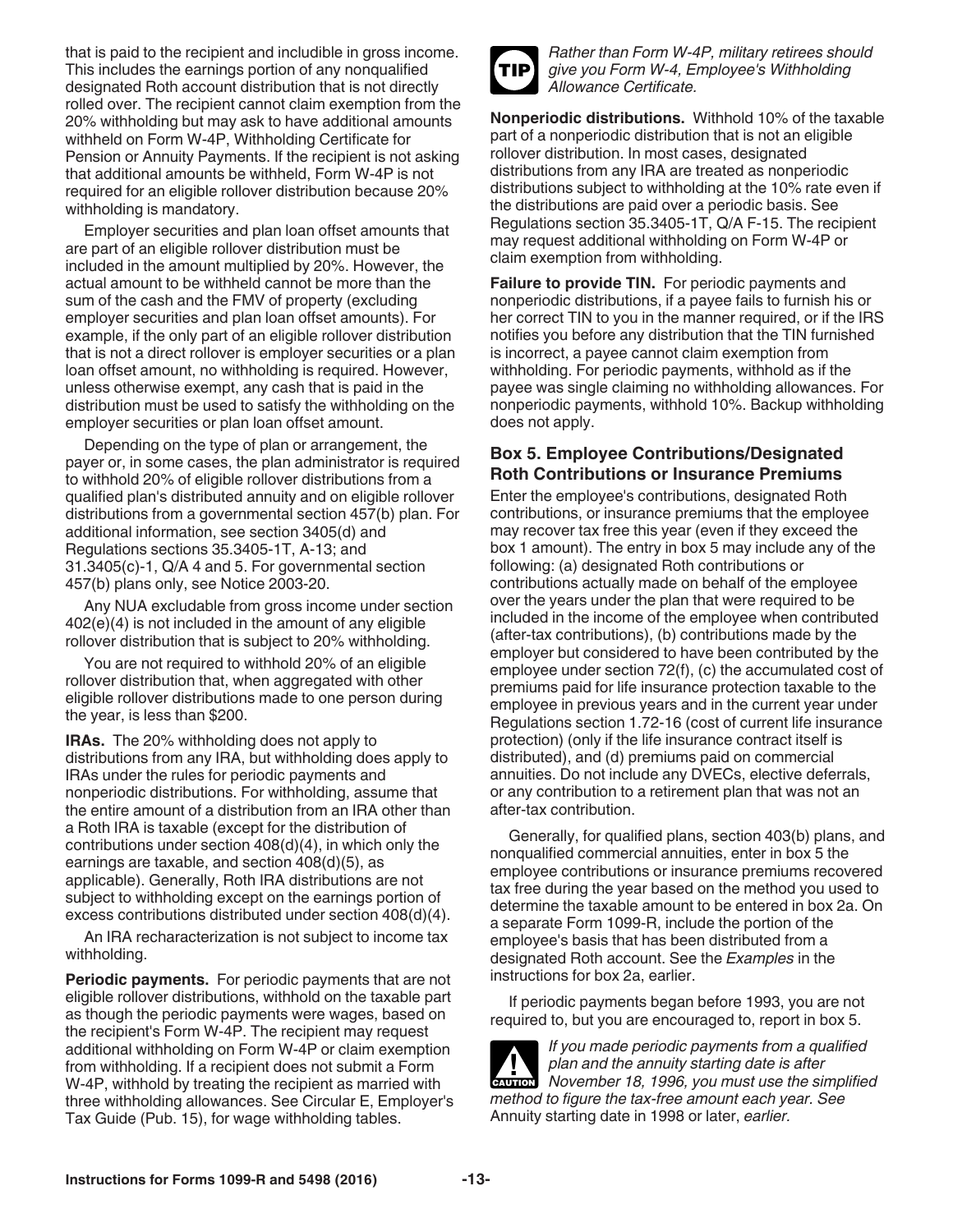that is paid to the recipient and includible in gross income. This includes the earnings portion of any nonqualified designated Roth account distribution that is not directly rolled over. The recipient cannot claim exemption from the 20% withholding but may ask to have additional amounts withheld on Form W-4P, Withholding Certificate for Pension or Annuity Payments. If the recipient is not asking that additional amounts be withheld, Form W-4P is not required for an eligible rollover distribution because 20% withholding is mandatory.

Employer securities and plan loan offset amounts that are part of an eligible rollover distribution must be included in the amount multiplied by 20%. However, the actual amount to be withheld cannot be more than the sum of the cash and the FMV of property (excluding employer securities and plan loan offset amounts). For example, if the only part of an eligible rollover distribution that is not a direct rollover is employer securities or a plan loan offset amount, no withholding is required. However, unless otherwise exempt, any cash that is paid in the distribution must be used to satisfy the withholding on the employer securities or plan loan offset amount.

Depending on the type of plan or arrangement, the payer or, in some cases, the plan administrator is required to withhold 20% of eligible rollover distributions from a qualified plan's distributed annuity and on eligible rollover distributions from a governmental section 457(b) plan. For additional information, see section 3405(d) and Regulations sections 35.3405-1T, A-13; and 31.3405(c)-1, Q/A 4 and 5. For governmental section 457(b) plans only, see Notice 2003-20.

Any NUA excludable from gross income under section 402(e)(4) is not included in the amount of any eligible rollover distribution that is subject to 20% withholding.

You are not required to withhold 20% of an eligible rollover distribution that, when aggregated with other eligible rollover distributions made to one person during the year, is less than $200.

**IRAs.** The 20% withholding does not apply to distributions from any IRA, but withholding does apply to IRAs under the rules for periodic payments and nonperiodic distributions. For withholding, assume that the entire amount of a distribution from an IRA other than a Roth IRA is taxable (except for the distribution of contributions under section 408(d)(4), in which only the earnings are taxable, and section 408(d)(5), as applicable). Generally, Roth IRA distributions are not subject to withholding except on the earnings portion of excess contributions distributed under section 408(d)(4).

An IRA recharacterization is not subject to income tax withholding.

**Periodic payments.** For periodic payments that are not eligible rollover distributions, withhold on the taxable part as though the periodic payments were wages, based on the recipient's Form W-4P. The recipient may request additional withholding on Form W-4P or claim exemption from withholding. If a recipient does not submit a Form W-4P, withhold by treating the recipient as married with three withholding allowances. See Circular E, Employer's Tax Guide (Pub. 15), for wage withholding tables.

**TIP** *Rather than Form W-4P, military retirees should give you Form W-4, Employee's Withholding Allowance Certificate.*

**Nonperiodic distributions.** Withhold 10% of the taxable part of a nonperiodic distribution that is not an eligible rollover distribution. In most cases, designated distributions from any IRA are treated as nonperiodic distributions subject to withholding at the 10% rate even if the distributions are paid over a periodic basis. See Regulations section 35.3405-1T, Q/A F-15. The recipient may request additional withholding on Form W-4P or claim exemption from withholding.

**Failure to provide TIN.** For periodic payments and nonperiodic distributions, if a payee fails to furnish his or her correct TIN to you in the manner required, or if the IRS notifies you before any distribution that the TIN furnished is incorrect, a payee cannot claim exemption from withholding. For periodic payments, withhold as if the payee was single claiming no withholding allowances. For nonperiodic payments, withhold 10%. Backup withholding does not apply.

### Box 5. Employee Contributions/Designated Roth Contributions or Insurance Premiums

Enter the employee's contributions, designated Roth contributions, or insurance premiums that the employee may recover tax free this year (even if they exceed the box 1 amount). The entry in box 5 may include any of the following: (a) designated Roth contributions or contributions actually made on behalf of the employee over the years under the plan that were required to be included in the income of the employee when contributed (after-tax contributions), (b) contributions made by the employer but considered to have been contributed by the employee under section 72(f), (c) the accumulated cost of premiums paid for life insurance protection taxable to the employee in previous years and in the current year under Regulations section 1.72-16 (cost of current life insurance protection) (only if the life insurance contract itself is distributed), and (d) premiums paid on commercial annuities. Do not include any DVECs, elective deferrals, or any contribution to a retirement plan that was not an after-tax contribution.

Generally, for qualified plans, section 403(b) plans, and nonqualified commercial annuities, enter in box 5 the employee contributions or insurance premiums recovered tax free during the year based on the method you used to determine the taxable amount to be entered in box 2a. On a separate Form 1099-R, include the portion of the employee's basis that has been distributed from a designated Roth account. See the *Examples* in the instructions for box 2a, earlier.

If periodic payments began before 1993, you are not required to, but you are encouraged to, report in box 5.

**CAUTION** *If you made periodic payments from a qualified plan and the annuity starting date is after November 18, 1996, you must use the simplified method to figure the tax-free amount each year. See* Annuity starting date in 1998 or later, *earlier.*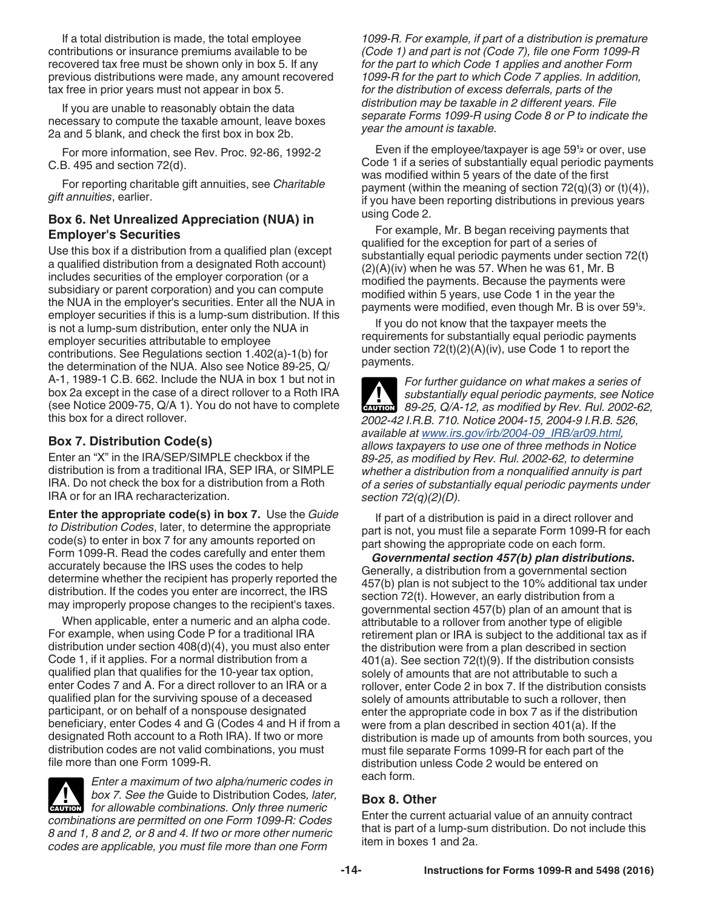If a total distribution is made, the total employee contributions or insurance premiums available to be recovered tax free must be shown only in box 5. If any previous distributions were made, any amount recovered tax free in prior years must not appear in box 5.

If you are unable to reasonably obtain the data necessary to compute the taxable amount, leave boxes 2a and 5 blank, and check the first box in box 2b.

For more information, see Rev. Proc. 92-86, 1992-2 C.B. 495 and section 72(d).

For reporting charitable gift annuities, see *Charitable gift annuities*, earlier.

### Box 6. Net Unrealized Appreciation (NUA) in Employer's Securities

Use this box if a distribution from a qualified plan (except a qualified distribution from a designated Roth account) includes securities of the employer corporation (or a subsidiary or parent corporation) and you can compute the NUA in the employer's securities. Enter all the NUA in employer securities if this is a lump-sum distribution. If this is not a lump-sum distribution, enter only the NUA in employer securities attributable to employee contributions. See Regulations section 1.402(a)-1(b) for the determination of the NUA. Also see Notice 89-25, Q/A-1, 1989-1 C.B. 662. Include the NUA in box 1 but not in box 2a except in the case of a direct rollover to a Roth IRA (see Notice 2009-75, Q/A 1). You do not have to complete this box for a direct rollover.

### Box 7. Distribution Code(s)

Enter an "X" in the IRA/SEP/SIMPLE checkbox if the distribution is from a traditional IRA, SEP IRA, or SIMPLE IRA. Do not check the box for a distribution from a Roth IRA or for an IRA recharacterization.

**Enter the appropriate code(s) in box 7.** Use the *Guide to Distribution Codes*, later, to determine the appropriate code(s) to enter in box 7 for any amounts reported on Form 1099-R. Read the codes carefully and enter them accurately because the IRS uses the codes to help determine whether the recipient has properly reported the distribution. If the codes you enter are incorrect, the IRS may improperly propose changes to the recipient's taxes.

When applicable, enter a numeric and an alpha code. For example, when using Code P for a traditional IRA distribution under section 408(d)(4), you must also enter Code 1, if it applies. For a normal distribution from a qualified plan that qualifies for the 10-year tax option, enter Codes 7 and A. For a direct rollover to an IRA or a qualified plan for the surviving spouse of a deceased participant, or on behalf of a nonspouse designated beneficiary, enter Codes 4 and G (Codes 4 and H if from a designated Roth account to a Roth IRA). If two or more distribution codes are not valid combinations, you must file more than one Form 1099-R.

**CAUTION:** *Enter a maximum of two alpha/numeric codes in box 7. See the* Guide to Distribution Codes*, later, for allowable combinations. Only three numeric combinations are permitted on one Form 1099-R: Codes 8 and 1, 8 and 2, or 8 and 4. If two or more other numeric codes are applicable, you must file more than one Form 1099-R. For example, if part of a distribution is premature (Code 1) and part is not (Code 7), file one Form 1099-R for the part to which Code 1 applies and another Form 1099-R for the part to which Code 7 applies. In addition, for the distribution of excess deferrals, parts of the distribution may be taxable in 2 different years. File separate Forms 1099-R using Code 8 or P to indicate the year the amount is taxable.*

Even if the employee/taxpayer is age 59½ or over, use Code 1 if a series of substantially equal periodic payments was modified within 5 years of the date of the first payment (within the meaning of section 72(q)(3) or (t)(4)), if you have been reporting distributions in previous years using Code 2.

For example, Mr. B began receiving payments that qualified for the exception for part of a series of substantially equal periodic payments under section 72(t)(2)(A)(iv) when he was 57. When he was 61, Mr. B modified the payments. Because the payments were modified within 5 years, use Code 1 in the year the payments were modified, even though Mr. B is over 59½.

If you do not know that the taxpayer meets the requirements for substantially equal periodic payments under section 72(t)(2)(A)(iv), use Code 1 to report the payments.

**CAUTION:** *For further guidance on what makes a series of substantially equal periodic payments, see Notice 89-25, Q/A-12, as modified by Rev. Rul. 2002-62, 2002-42 I.R.B. 710. Notice 2004-15, 2004-9 I.R.B. 526, available at www.irs.gov/irb/2004-09_IRB/ar09.html, allows taxpayers to use one of three methods in Notice 89-25, as modified by Rev. Rul. 2002-62, to determine whether a distribution from a nonqualified annuity is part of a series of substantially equal periodic payments under section 72(q)(2)(D).*

If part of a distribution is paid in a direct rollover and part is not, you must file a separate Form 1099-R for each part showing the appropriate code on each form.

***Governmental section 457(b) plan distributions.*** Generally, a distribution from a governmental section 457(b) plan is not subject to the 10% additional tax under section 72(t). However, an early distribution from a governmental section 457(b) plan of an amount that is attributable to a rollover from another type of eligible retirement plan or IRA is subject to the additional tax as if the distribution were from a plan described in section 401(a). See section 72(t)(9). If the distribution consists solely of amounts that are not attributable to such a rollover, enter Code 2 in box 7. If the distribution consists solely of amounts attributable to such a rollover, then enter the appropriate code in box 7 as if the distribution were from a plan described in section 401(a). If the distribution is made up of amounts from both sources, you must file separate Forms 1099-R for each part of the distribution unless Code 2 would be entered on each form.

### Box 8. Other

Enter the current actuarial value of an annuity contract that is part of a lump-sum distribution. Do not include this item in boxes 1 and 2a.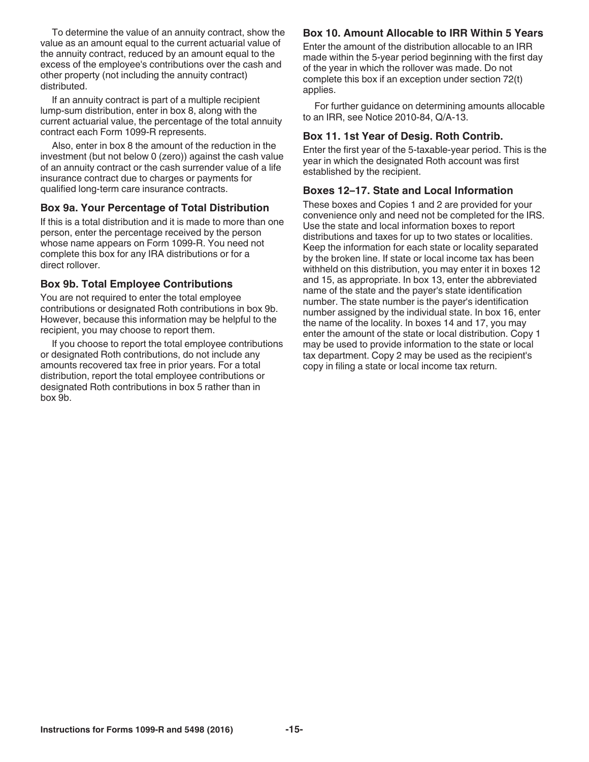To determine the value of an annuity contract, show the value as an amount equal to the current actuarial value of the annuity contract, reduced by an amount equal to the excess of the employee's contributions over the cash and other property (not including the annuity contract) distributed.

If an annuity contract is part of a multiple recipient lump-sum distribution, enter in box 8, along with the current actuarial value, the percentage of the total annuity contract each Form 1099-R represents.

Also, enter in box 8 the amount of the reduction in the investment (but not below 0 (zero)) against the cash value of an annuity contract or the cash surrender value of a life insurance contract due to charges or payments for qualified long-term care insurance contracts.

### Box 9a. Your Percentage of Total Distribution

If this is a total distribution and it is made to more than one person, enter the percentage received by the person whose name appears on Form 1099-R. You need not complete this box for any IRA distributions or for a direct rollover.

### Box 9b. Total Employee Contributions

You are not required to enter the total employee contributions or designated Roth contributions in box 9b. However, because this information may be helpful to the recipient, you may choose to report them.

If you choose to report the total employee contributions or designated Roth contributions, do not include any amounts recovered tax free in prior years. For a total distribution, report the total employee contributions or designated Roth contributions in box 5 rather than in box 9b.

### Box 10. Amount Allocable to IRR Within 5 Years

Enter the amount of the distribution allocable to an IRR made within the 5-year period beginning with the first day of the year in which the rollover was made. Do not complete this box if an exception under section 72(t) applies.

For further guidance on determining amounts allocable to an IRR, see Notice 2010-84, Q/A-13.

### Box 11. 1st Year of Desig. Roth Contrib.

Enter the first year of the 5-taxable-year period. This is the year in which the designated Roth account was first established by the recipient.

### Boxes 12–17. State and Local Information

These boxes and Copies 1 and 2 are provided for your convenience only and need not be completed for the IRS. Use the state and local information boxes to report distributions and taxes for up to two states or localities. Keep the information for each state or locality separated by the broken line. If state or local income tax has been withheld on this distribution, you may enter it in boxes 12 and 15, as appropriate. In box 13, enter the abbreviated name of the state and the payer's state identification number. The state number is the payer's identification number assigned by the individual state. In box 16, enter the name of the locality. In boxes 14 and 17, you may enter the amount of the state or local distribution. Copy 1 may be used to provide information to the state or local tax department. Copy 2 may be used as the recipient's copy in filing a state or local income tax return.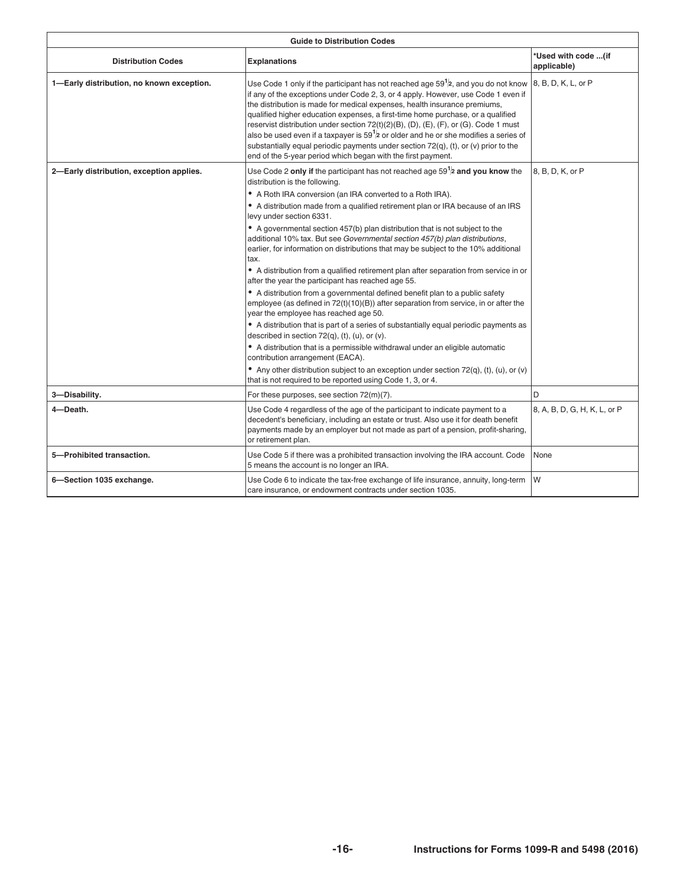| Guide to Distribution Codes | | |
|---|---|---|
| **Distribution Codes** | **Explanations** | **\*Used with code ...(if applicable)** |
| **1—Early distribution, no known exception.** | Use Code 1 only if the participant has not reached age $59\frac{1}{2}$, and you do not know if any of the exceptions under Code 2, 3, or 4 apply. However, use Code 1 even if the distribution is made for medical expenses, health insurance premiums, qualified higher education expenses, a first-time home purchase, or a qualified reservist distribution under section 72(t)(2)(B), (D), (E), (F), or (G). Code 1 must also be used even if a taxpayer is $59\frac{1}{2}$ or older and he or she modifies a series of substantially equal periodic payments under section 72(q), (t), or (v) prior to the end of the 5-year period which began with the first payment. | 8, B, D, K, L, or P |
| **2—Early distribution, exception applies.** | Use Code 2 **only if** the participant has not reached age $59\frac{1}{2}$ **and you know** the distribution is the following.<br>• A Roth IRA conversion (an IRA converted to a Roth IRA).<br>• A distribution made from a qualified retirement plan or IRA because of an IRS levy under section 6331.<br>• A governmental section 457(b) plan distribution that is not subject to the additional 10% tax. But see *Governmental section 457(b) plan distributions*, earlier, for information on distributions that may be subject to the 10% additional tax.<br>• A distribution from a qualified retirement plan after separation from service in or after the year the participant has reached age 55.<br>• A distribution from a governmental defined benefit plan to a public safety employee (as defined in 72(t)(10)(B)) after separation from service, in or after the year the employee has reached age 50.<br>• A distribution that is part of a series of substantially equal periodic payments as described in section 72(q), (t), (u), or (v).<br>• A distribution that is a permissible withdrawal under an eligible automatic contribution arrangement (EACA).<br>• Any other distribution subject to an exception under section 72(q), (t), (u), or (v) that is not required to be reported using Code 1, 3, or 4. | 8, B, D, K, or P |
| **3—Disability.** | For these purposes, see section 72(m)(7). | D |
| **4—Death.** | Use Code 4 regardless of the age of the participant to indicate payment to a decedent's beneficiary, including an estate or trust. Also use it for death benefit payments made by an employer but not made as part of a pension, profit-sharing, or retirement plan. | 8, A, B, D, G, H, K, L, or P |
| **5—Prohibited transaction.** | Use Code 5 if there was a prohibited transaction involving the IRA account. Code 5 means the account is no longer an IRA. | None |
| **6—Section 1035 exchange.** | Use Code 6 to indicate the tax-free exchange of life insurance, annuity, long-term care insurance, or endowment contracts under section 1035. | W |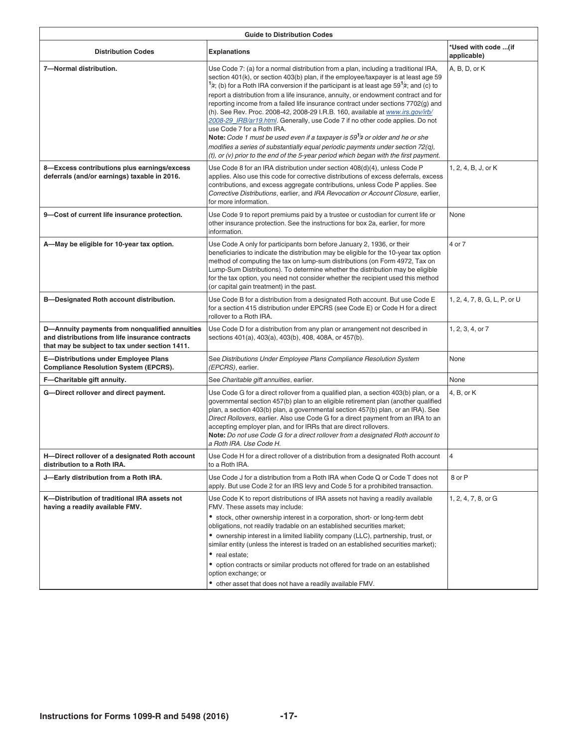| Guide to Distribution Codes | | |
|---|---|---|
| **Distribution Codes** | **Explanations** | ***Used with code ...(if applicable)** |
| **7—Normal distribution.** | Use Code 7: (a) for a normal distribution from a plan, including a traditional IRA, section 401(k), or section 403(b) plan, if the employee/taxpayer is at least age 59 $\frac{1}{2}$; (b) for a Roth IRA conversion if the participant is at least age 59$\frac{1}{2}$; and (c) to report a distribution from a life insurance, annuity, or endowment contract and for reporting income from a failed life insurance contract under sections 7702(g) and (h). See Rev. Proc. 2008-42, 2008-29 I.R.B. 160, available at *www.irs.gov/irb/2008-29_IRB/ar19.html*. Generally, use Code 7 if no other code applies. Do not use Code 7 for a Roth IRA. **Note:** *Code 1 must be used even if a taxpayer is 59$\frac{1}{2}$ or older and he or she modifies a series of substantially equal periodic payments under section 72(q), (t), or (v) prior to the end of the 5-year period which began with the first payment.* | A, B, D, or K |
| **8—Excess contributions plus earnings/excess deferrals (and/or earnings) taxable in 2016.** | Use Code 8 for an IRA distribution under section 408(d)(4), unless Code P applies. Also use this code for corrective distributions of excess deferrals, excess contributions, and excess aggregate contributions, unless Code P applies. See *Corrective Distributions*, earlier, and *IRA Revocation or Account Closure*, earlier, for more information. | 1, 2, 4, B, J, or K |
| **9—Cost of current life insurance protection.** | Use Code 9 to report premiums paid by a trustee or custodian for current life or other insurance protection. See the instructions for box 2a, earlier, for more information. | None |
| **A—May be eligible for 10-year tax option.** | Use Code A only for participants born before January 2, 1936, or their beneficiaries to indicate the distribution may be eligible for the 10-year tax option method of computing the tax on lump-sum distributions (on Form 4972, Tax on Lump-Sum Distributions). To determine whether the distribution may be eligible for the tax option, you need not consider whether the recipient used this method (or capital gain treatment) in the past. | 4 or 7 |
| **B—Designated Roth account distribution.** | Use Code B for a distribution from a designated Roth account. But use Code E for a section 415 distribution under EPCRS (see Code E) or Code H for a direct rollover to a Roth IRA. | 1, 2, 4, 7, 8, G, L, P, or U |
| **D—Annuity payments from nonqualified annuities and distributions from life insurance contracts that may be subject to tax under section 1411.** | Use Code D for a distribution from any plan or arrangement not described in sections 401(a), 403(a), 403(b), 408, 408A, or 457(b). | 1, 2, 3, 4, or 7 |
| **E—Distributions under Employee Plans Compliance Resolution System (EPCRS).** | See *Distributions Under Employee Plans Compliance Resolution System (EPCRS)*, earlier. | None |
| **F—Charitable gift annuity.** | See *Charitable gift annuities*, earlier. | None |
| **G—Direct rollover and direct payment.** | Use Code G for a direct rollover from a qualified plan, a section 403(b) plan, or a governmental section 457(b) plan to an eligible retirement plan (another qualified plan, a section 403(b) plan, a governmental section 457(b) plan, or an IRA). See *Direct Rollovers*, earlier. Also use Code G for a direct payment from an IRA to an accepting employer plan, and for IRRs that are direct rollovers. **Note:** *Do not use Code G for a direct rollover from a designated Roth account to a Roth IRA. Use Code H.* | 4, B, or K |
| **H—Direct rollover of a designated Roth account distribution to a Roth IRA.** | Use Code H for a direct rollover of a distribution from a designated Roth account to a Roth IRA. | 4 |
| **J—Early distribution from a Roth IRA.** | Use Code J for a distribution from a Roth IRA when Code Q or Code T does not apply. But use Code 2 for an IRS levy and Code 5 for a prohibited transaction. | 8 or P |
| **K—Distribution of traditional IRA assets not having a readily available FMV.** | Use Code K to report distributions of IRA assets not having a readily available FMV. These assets may include: • stock, other ownership interest in a corporation, short- or long-term debt obligations, not readily tradable on an established securities market; • ownership interest in a limited liability company (LLC), partnership, trust, or similar entity (unless the interest is traded on an established securities market); • real estate; • option contracts or similar products not offered for trade on an established option exchange; or • other asset that does not have a readily available FMV. | 1, 2, 4, 7, 8, or G |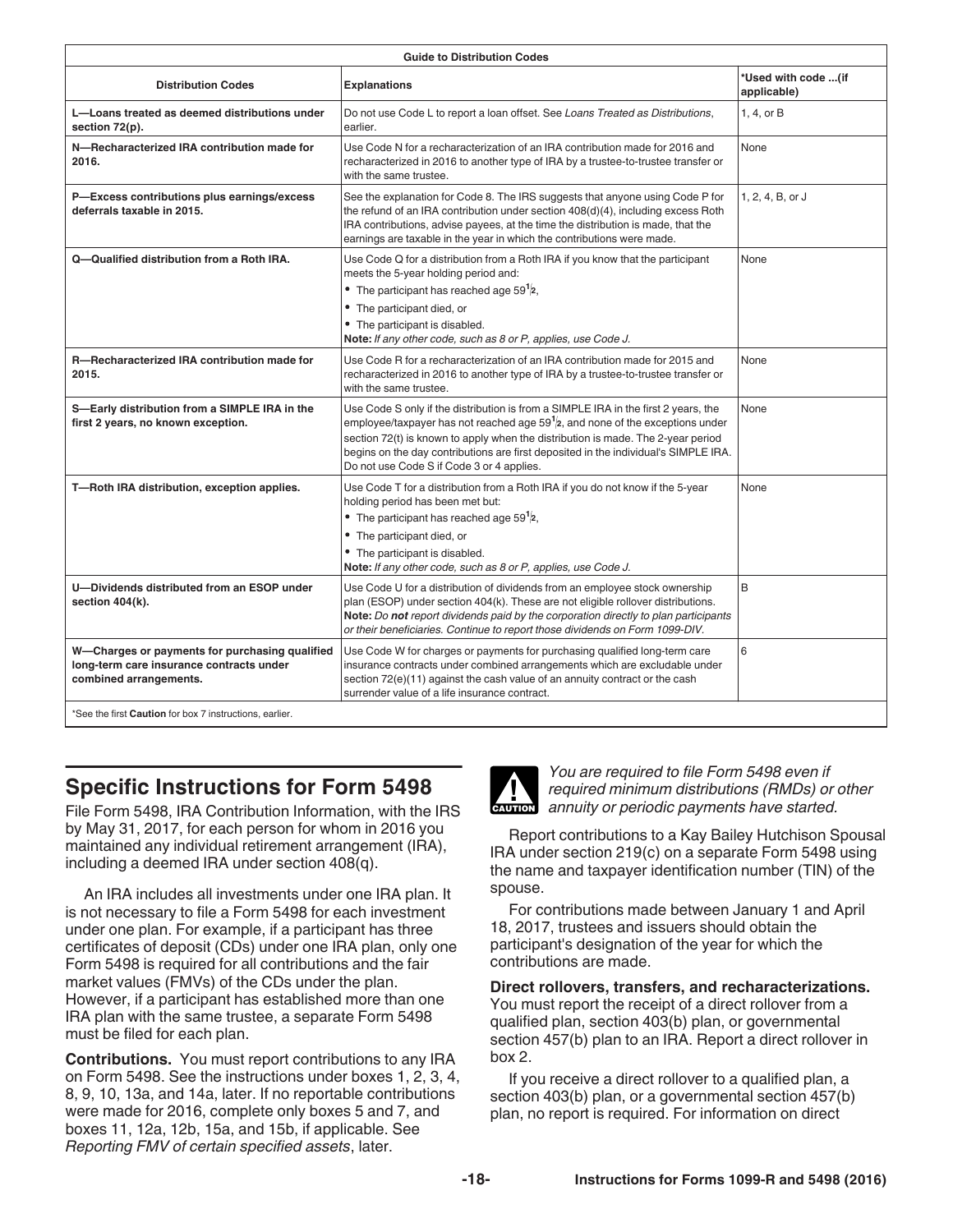| Guide to Distribution Codes | | |
|---|---|---|
| **Distribution Codes** | **Explanations** | **\*Used with code ...(if applicable)** |
| **L—Loans treated as deemed distributions under section 72(p).** | Do not use Code L to report a loan offset. See *Loans Treated as Distributions*, earlier. | 1, 4, or B |
| **N—Recharacterized IRA contribution made for 2016.** | Use Code N for a recharacterization of an IRA contribution made for 2016 and recharacterized in 2016 to another type of IRA by a trustee-to-trustee transfer or with the same trustee. | None |
| **P—Excess contributions plus earnings/excess deferrals taxable in 2015.** | See the explanation for Code 8. The IRS suggests that anyone using Code P for the refund of an IRA contribution under section 408(d)(4), including excess Roth IRA contributions, advise payees, at the time the distribution is made, that the earnings are taxable in the year in which the contributions were made. | 1, 2, 4, B, or J |
| **Q—Qualified distribution from a Roth IRA.** | Use Code Q for a distribution from a Roth IRA if you know that the participant meets the 5-year holding period and: • The participant has reached age 59½, • The participant died, or • The participant is disabled. **Note:** *If any other code, such as 8 or P, applies, use Code J.* | None |
| **R—Recharacterized IRA contribution made for 2015.** | Use Code R for a recharacterization of an IRA contribution made for 2015 and recharacterized in 2016 to another type of IRA by a trustee-to-trustee transfer or with the same trustee. | None |
| **S—Early distribution from a SIMPLE IRA in the first 2 years, no known exception.** | Use Code S only if the distribution is from a SIMPLE IRA in the first 2 years, the employee/taxpayer has not reached age 59½, and none of the exceptions under section 72(t) is known to apply when the distribution is made. The 2-year period begins on the day contributions are first deposited in the individual's SIMPLE IRA. Do not use Code S if Code 3 or 4 applies. | None |
| **T—Roth IRA distribution, exception applies.** | Use Code T for a distribution from a Roth IRA if you do not know if the 5-year holding period has been met but: • The participant has reached age 59½, • The participant died, or • The participant is disabled. **Note:** *If any other code, such as 8 or P, applies, use Code J.* | None |
| **U—Dividends distributed from an ESOP under section 404(k).** | Use Code U for a distribution of dividends from an employee stock ownership plan (ESOP) under section 404(k). These are not eligible rollover distributions. **Note:** *Do **not** report dividends paid by the corporation directly to plan participants or their beneficiaries. Continue to report those dividends on Form 1099-DIV.* | B |
| **W—Charges or payments for purchasing qualified long-term care insurance contracts under combined arrangements.** | Use Code W for charges or payments for purchasing qualified long-term care insurance contracts under combined arrangements which are excludable under section 72(e)(11) against the cash value of an annuity contract or the cash surrender value of a life insurance contract. | 6 |
| \*See the first **Caution** for box 7 instructions, earlier. | | |

## Specific Instructions for Form 5498

File Form 5498, IRA Contribution Information, with the IRS by May 31, 2017, for each person for whom in 2016 you maintained any individual retirement arrangement (IRA), including a deemed IRA under section 408(q).

An IRA includes all investments under one IRA plan. It is not necessary to file a Form 5498 for each investment under one plan. For example, if a participant has three certificates of deposit (CDs) under one IRA plan, only one Form 5498 is required for all contributions and the fair market values (FMVs) of the CDs under the plan. However, if a participant has established more than one IRA plan with the same trustee, a separate Form 5498 must be filed for each plan.

**Contributions.** You must report contributions to any IRA on Form 5498. See the instructions under boxes 1, 2, 3, 4, 8, 9, 10, 13a, and 14a, later. If no reportable contributions were made for 2016, complete only boxes 5 and 7, and boxes 11, 12a, 12b, 15a, and 15b, if applicable. See *Reporting FMV of certain specified assets*, later.

*CAUTION: You are required to file Form 5498 even if required minimum distributions (RMDs) or other annuity or periodic payments have started.*

Report contributions to a Kay Bailey Hutchison Spousal IRA under section 219(c) on a separate Form 5498 using the name and taxpayer identification number (TIN) of the spouse.

For contributions made between January 1 and April 18, 2017, trustees and issuers should obtain the participant's designation of the year for which the contributions are made.

**Direct rollovers, transfers, and recharacterizations.** You must report the receipt of a direct rollover from a qualified plan, section 403(b) plan, or governmental section 457(b) plan to an IRA. Report a direct rollover in box 2.

If you receive a direct rollover to a qualified plan, a section 403(b) plan, or a governmental section 457(b) plan, no report is required. For information on direct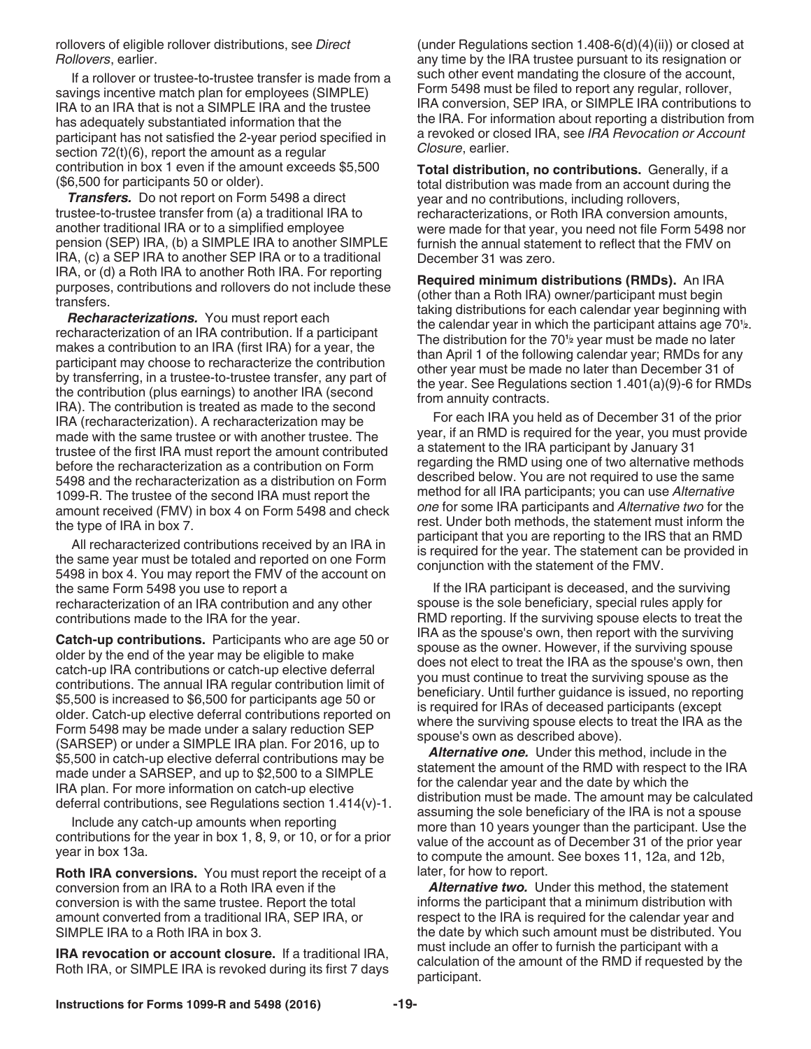rollovers of eligible rollover distributions, see *Direct Rollovers*, earlier.

If a rollover or trustee-to-trustee transfer is made from a savings incentive match plan for employees (SIMPLE) IRA to an IRA that is not a SIMPLE IRA and the trustee has adequately substantiated information that the participant has not satisfied the 2-year period specified in section 72(t)(6), report the amount as a regular contribution in box 1 even if the amount exceeds $5,500 ($6,500 for participants 50 or older).

***Transfers.*** Do not report on Form 5498 a direct trustee-to-trustee transfer from (a) a traditional IRA to another traditional IRA or to a simplified employee pension (SEP) IRA, (b) a SIMPLE IRA to another SIMPLE IRA, (c) a SEP IRA to another SEP IRA or to a traditional IRA, or (d) a Roth IRA to another Roth IRA. For reporting purposes, contributions and rollovers do not include these transfers.

***Recharacterizations.*** You must report each recharacterization of an IRA contribution. If a participant makes a contribution to an IRA (first IRA) for a year, the participant may choose to recharacterize the contribution by transferring, in a trustee-to-trustee transfer, any part of the contribution (plus earnings) to another IRA (second IRA). The contribution is treated as made to the second IRA (recharacterization). A recharacterization may be made with the same trustee or with another trustee. The trustee of the first IRA must report the amount contributed before the recharacterization as a contribution on Form 5498 and the recharacterization as a distribution on Form 1099-R. The trustee of the second IRA must report the amount received (FMV) in box 4 on Form 5498 and check the type of IRA in box 7.

All recharacterized contributions received by an IRA in the same year must be totaled and reported on one Form 5498 in box 4. You may report the FMV of the account on the same Form 5498 you use to report a recharacterization of an IRA contribution and any other contributions made to the IRA for the year.

**Catch-up contributions.** Participants who are age 50 or older by the end of the year may be eligible to make catch-up IRA contributions or catch-up elective deferral contributions. The annual IRA regular contribution limit of $5,500 is increased to $6,500 for participants age 50 or older. Catch-up elective deferral contributions reported on Form 5498 may be made under a salary reduction SEP (SARSEP) or under a SIMPLE IRA plan. For 2016, up to $5,500 in catch-up elective deferral contributions may be made under a SARSEP, and up to $2,500 to a SIMPLE IRA plan. For more information on catch-up elective deferral contributions, see Regulations section 1.414(v)-1.

Include any catch-up amounts when reporting contributions for the year in box 1, 8, 9, or 10, or for a prior year in box 13a.

**Roth IRA conversions.** You must report the receipt of a conversion from an IRA to a Roth IRA even if the conversion is with the same trustee. Report the total amount converted from a traditional IRA, SEP IRA, or SIMPLE IRA to a Roth IRA in box 3.

**IRA revocation or account closure.** If a traditional IRA, Roth IRA, or SIMPLE IRA is revoked during its first 7 days (under Regulations section 1.408-6(d)(4)(ii)) or closed at any time by the IRA trustee pursuant to its resignation or such other event mandating the closure of the account, Form 5498 must be filed to report any regular, rollover, IRA conversion, SEP IRA, or SIMPLE IRA contributions to the IRA. For information about reporting a distribution from a revoked or closed IRA, see *IRA Revocation or Account Closure*, earlier.

**Total distribution, no contributions.** Generally, if a total distribution was made from an account during the year and no contributions, including rollovers, recharacterizations, or Roth IRA conversion amounts, were made for that year, you need not file Form 5498 nor furnish the annual statement to reflect that the FMV on December 31 was zero.

**Required minimum distributions (RMDs).** An IRA (other than a Roth IRA) owner/participant must begin taking distributions for each calendar year beginning with the calendar year in which the participant attains age 70½. The distribution for the 70½ year must be made no later than April 1 of the following calendar year; RMDs for any other year must be made no later than December 31 of the year. See Regulations section 1.401(a)(9)-6 for RMDs from annuity contracts.

For each IRA you held as of December 31 of the prior year, if an RMD is required for the year, you must provide a statement to the IRA participant by January 31 regarding the RMD using one of two alternative methods described below. You are not required to use the same method for all IRA participants; you can use *Alternative one* for some IRA participants and *Alternative two* for the rest. Under both methods, the statement must inform the participant that you are reporting to the IRS that an RMD is required for the year. The statement can be provided in conjunction with the statement of the FMV.

If the IRA participant is deceased, and the surviving spouse is the sole beneficiary, special rules apply for RMD reporting. If the surviving spouse elects to treat the IRA as the spouse's own, then report with the surviving spouse as the owner. However, if the surviving spouse does not elect to treat the IRA as the spouse's own, then you must continue to treat the surviving spouse as the beneficiary. Until further guidance is issued, no reporting is required for IRAs of deceased participants (except where the surviving spouse elects to treat the IRA as the spouse's own as described above).

***Alternative one.*** Under this method, include in the statement the amount of the RMD with respect to the IRA for the calendar year and the date by which the distribution must be made. The amount may be calculated assuming the sole beneficiary of the IRA is not a spouse more than 10 years younger than the participant. Use the value of the account as of December 31 of the prior year to compute the amount. See boxes 11, 12a, and 12b, later, for how to report.

***Alternative two.*** Under this method, the statement informs the participant that a minimum distribution with respect to the IRA is required for the calendar year and the date by which such amount must be distributed. You must include an offer to furnish the participant with a calculation of the amount of the RMD if requested by the participant.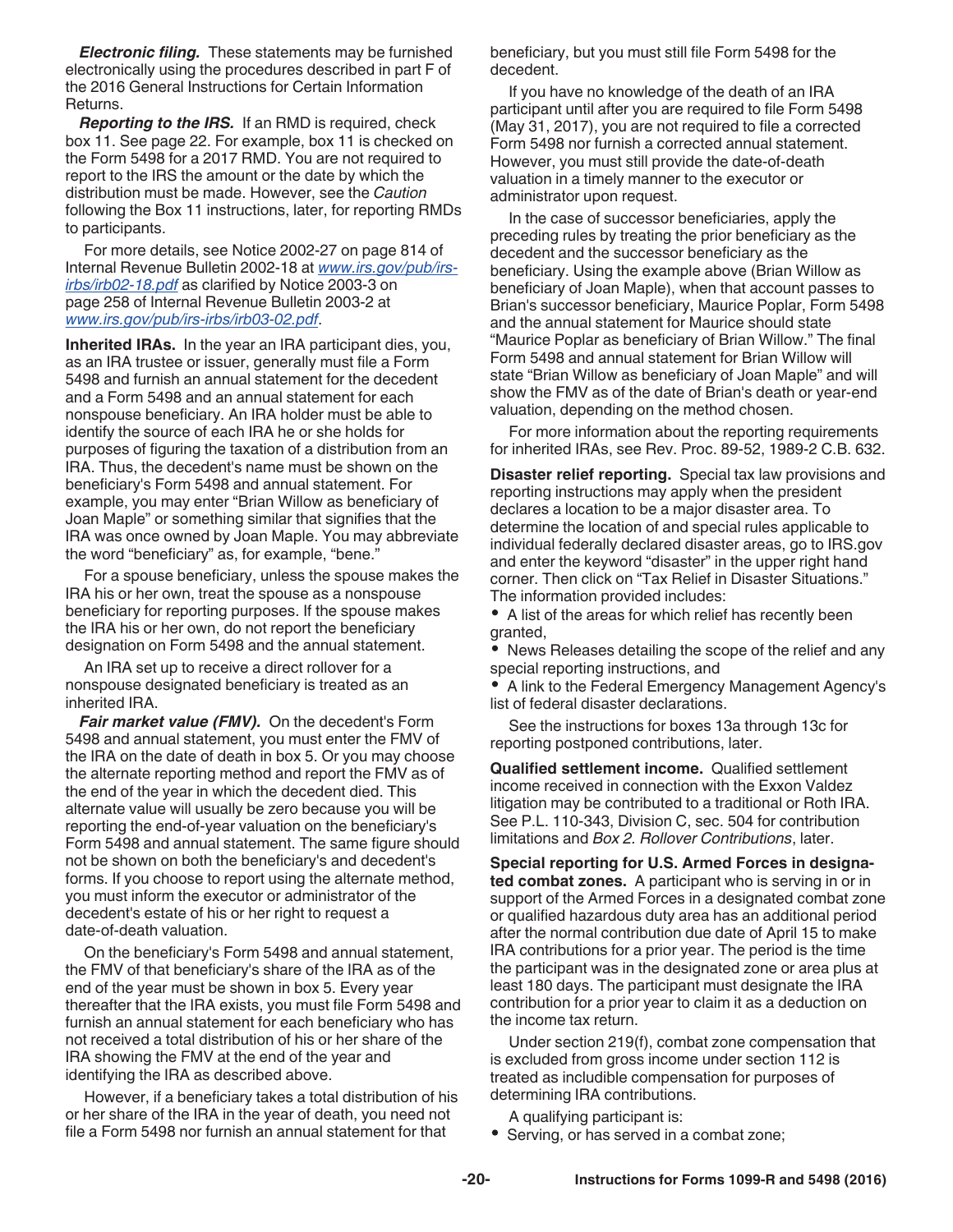***Electronic filing.*** These statements may be furnished electronically using the procedures described in part F of the 2016 General Instructions for Certain Information Returns.

***Reporting to the IRS.*** If an RMD is required, check box 11. See page 22. For example, box 11 is checked on the Form 5498 for a 2017 RMD. You are not required to report to the IRS the amount or the date by which the distribution must be made. However, see the *Caution* following the Box 11 instructions, later, for reporting RMDs to participants.

For more details, see Notice 2002-27 on page 814 of Internal Revenue Bulletin 2002-18 at *www.irs.gov/pub/irs-irbs/irb02-18.pdf* as clarified by Notice 2003-3 on page 258 of Internal Revenue Bulletin 2003-2 at *www.irs.gov/pub/irs-irbs/irb03-02.pdf*.

**Inherited IRAs.** In the year an IRA participant dies, you, as an IRA trustee or issuer, generally must file a Form 5498 and furnish an annual statement for the decedent and a Form 5498 and an annual statement for each nonspouse beneficiary. An IRA holder must be able to identify the source of each IRA he or she holds for purposes of figuring the taxation of a distribution from an IRA. Thus, the decedent's name must be shown on the beneficiary's Form 5498 and annual statement. For example, you may enter "Brian Willow as beneficiary of Joan Maple" or something similar that signifies that the IRA was once owned by Joan Maple. You may abbreviate the word "beneficiary" as, for example, "bene."

For a spouse beneficiary, unless the spouse makes the IRA his or her own, treat the spouse as a nonspouse beneficiary for reporting purposes. If the spouse makes the IRA his or her own, do not report the beneficiary designation on Form 5498 and the annual statement.

An IRA set up to receive a direct rollover for a nonspouse designated beneficiary is treated as an inherited IRA.

***Fair market value (FMV).*** On the decedent's Form 5498 and annual statement, you must enter the FMV of the IRA on the date of death in box 5. Or you may choose the alternate reporting method and report the FMV as of the end of the year in which the decedent died. This alternate value will usually be zero because you will be reporting the end-of-year valuation on the beneficiary's Form 5498 and annual statement. The same figure should not be shown on both the beneficiary's and decedent's forms. If you choose to report using the alternate method, you must inform the executor or administrator of the decedent's estate of his or her right to request a date-of-death valuation.

On the beneficiary's Form 5498 and annual statement, the FMV of that beneficiary's share of the IRA as of the end of the year must be shown in box 5. Every year thereafter that the IRA exists, you must file Form 5498 and furnish an annual statement for each beneficiary who has not received a total distribution of his or her share of the IRA showing the FMV at the end of the year and identifying the IRA as described above.

However, if a beneficiary takes a total distribution of his or her share of the IRA in the year of death, you need not file a Form 5498 nor furnish an annual statement for that beneficiary, but you must still file Form 5498 for the decedent.

If you have no knowledge of the death of an IRA participant until after you are required to file Form 5498 (May 31, 2017), you are not required to file a corrected Form 5498 nor furnish a corrected annual statement. However, you must still provide the date-of-death valuation in a timely manner to the executor or administrator upon request.

In the case of successor beneficiaries, apply the preceding rules by treating the prior beneficiary as the decedent and the successor beneficiary as the beneficiary. Using the example above (Brian Willow as beneficiary of Joan Maple), when that account passes to Brian's successor beneficiary, Maurice Poplar, Form 5498 and the annual statement for Maurice should state "Maurice Poplar as beneficiary of Brian Willow." The final Form 5498 and annual statement for Brian Willow will state "Brian Willow as beneficiary of Joan Maple" and will show the FMV as of the date of Brian's death or year-end valuation, depending on the method chosen.

For more information about the reporting requirements for inherited IRAs, see Rev. Proc. 89-52, 1989-2 C.B. 632.

**Disaster relief reporting.** Special tax law provisions and reporting instructions may apply when the president declares a location to be a major disaster area. To determine the location of and special rules applicable to individual federally declared disaster areas, go to IRS.gov and enter the keyword "disaster" in the upper right hand corner. Then click on "Tax Relief in Disaster Situations." The information provided includes:

- A list of the areas for which relief has recently been granted,
- News Releases detailing the scope of the relief and any special reporting instructions, and
- A link to the Federal Emergency Management Agency's list of federal disaster declarations.

See the instructions for boxes 13a through 13c for reporting postponed contributions, later.

**Qualified settlement income.** Qualified settlement income received in connection with the Exxon Valdez litigation may be contributed to a traditional or Roth IRA. See P.L. 110-343, Division C, sec. 504 for contribution limitations and *Box 2. Rollover Contributions*, later.

**Special reporting for U.S. Armed Forces in designated combat zones.** A participant who is serving in or in support of the Armed Forces in a designated combat zone or qualified hazardous duty area has an additional period after the normal contribution due date of April 15 to make IRA contributions for a prior year. The period is the time the participant was in the designated zone or area plus at least 180 days. The participant must designate the IRA contribution for a prior year to claim it as a deduction on the income tax return.

Under section 219(f), combat zone compensation that is excluded from gross income under section 112 is treated as includible compensation for purposes of determining IRA contributions.

A qualifying participant is:

- Serving, or has served in a combat zone;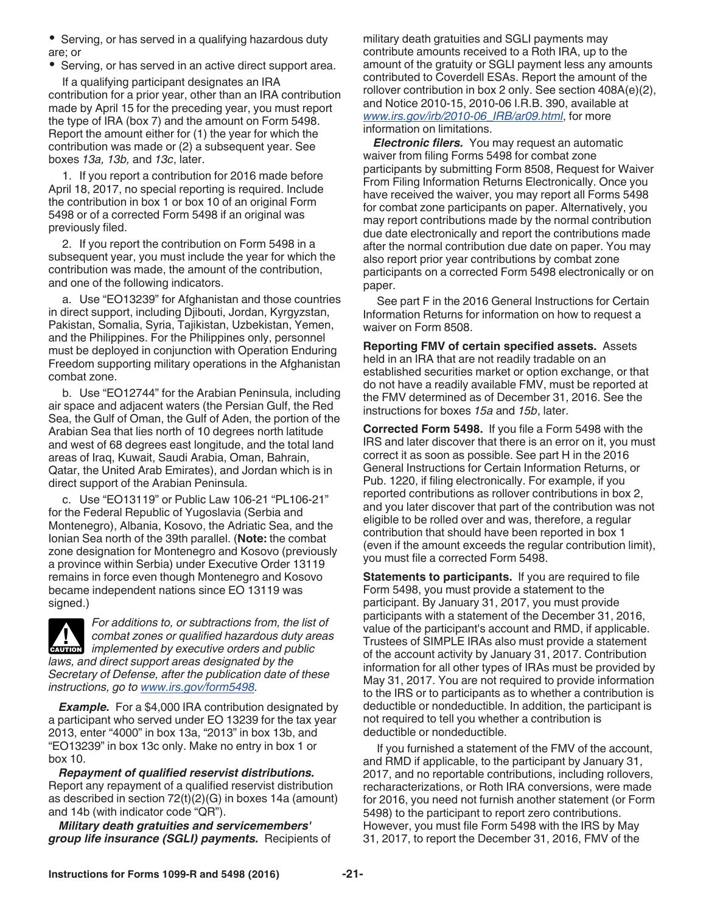- Serving, or has served in a qualifying hazardous duty are; or
- Serving, or has served in an active direct support area.

If a qualifying participant designates an IRA contribution for a prior year, other than an IRA contribution made by April 15 for the preceding year, you must report the type of IRA (box 7) and the amount on Form 5498. Report the amount either for (1) the year for which the contribution was made or (2) a subsequent year. See boxes *13a, 13b,* and *13c*, later.

1. If you report a contribution for 2016 made before April 18, 2017, no special reporting is required. Include the contribution in box 1 or box 10 of an original Form 5498 or of a corrected Form 5498 if an original was previously filed.

2. If you report the contribution on Form 5498 in a subsequent year, you must include the year for which the contribution was made, the amount of the contribution, and one of the following indicators.

a. Use "EO13239" for Afghanistan and those countries in direct support, including Djibouti, Jordan, Kyrgyzstan, Pakistan, Somalia, Syria, Tajikistan, Uzbekistan, Yemen, and the Philippines. For the Philippines only, personnel must be deployed in conjunction with Operation Enduring Freedom supporting military operations in the Afghanistan combat zone.

b. Use "EO12744" for the Arabian Peninsula, including air space and adjacent waters (the Persian Gulf, the Red Sea, the Gulf of Oman, the Gulf of Aden, the portion of the Arabian Sea that lies north of 10 degrees north latitude and west of 68 degrees east longitude, and the total land areas of Iraq, Kuwait, Saudi Arabia, Oman, Bahrain, Qatar, the United Arab Emirates), and Jordan which is in direct support of the Arabian Peninsula.

c. Use "EO13119" or Public Law 106-21 "PL106-21" for the Federal Republic of Yugoslavia (Serbia and Montenegro), Albania, Kosovo, the Adriatic Sea, and the Ionian Sea north of the 39th parallel. (**Note:** the combat zone designation for Montenegro and Kosovo (previously a province within Serbia) under Executive Order 13119 remains in force even though Montenegro and Kosovo became independent nations since EO 13119 was signed.)

**CAUTION** *For additions to, or subtractions from, the list of combat zones or qualified hazardous duty areas implemented by executive orders and public laws, and direct support areas designated by the Secretary of Defense, after the publication date of these instructions, go to www.irs.gov/form5498.*

***Example.*** For a $4,000 IRA contribution designated by a participant who served under EO 13239 for the tax year 2013, enter "4000" in box 13a, "2013" in box 13b, and "EO13239" in box 13c only. Make no entry in box 1 or box 10.

***Repayment of qualified reservist distributions.*** Report any repayment of a qualified reservist distribution as described in section 72(t)(2)(G) in boxes 14a (amount) and 14b (with indicator code "QR").

***Military death gratuities and servicemembers' group life insurance (SGLI) payments.*** Recipients of military death gratuities and SGLI payments may contribute amounts received to a Roth IRA, up to the amount of the gratuity or SGLI payment less any amounts contributed to Coverdell ESAs. Report the amount of the rollover contribution in box 2 only. See section 408A(e)(2), and Notice 2010-15, 2010-06 I.R.B. 390, available at www.irs.gov/irb/2010-06_IRB/ar09.html, for more information on limitations.

***Electronic filers.*** You may request an automatic waiver from filing Forms 5498 for combat zone participants by submitting Form 8508, Request for Waiver From Filing Information Returns Electronically. Once you have received the waiver, you may report all Forms 5498 for combat zone participants on paper. Alternatively, you may report contributions made by the normal contribution due date electronically and report the contributions made after the normal contribution due date on paper. You may also report prior year contributions by combat zone participants on a corrected Form 5498 electronically or on paper.

See part F in the 2016 General Instructions for Certain Information Returns for information on how to request a waiver on Form 8508.

**Reporting FMV of certain specified assets.** Assets held in an IRA that are not readily tradable on an established securities market or option exchange, or that do not have a readily available FMV, must be reported at the FMV determined as of December 31, 2016. See the instructions for boxes *15a* and *15b*, later.

**Corrected Form 5498.** If you file a Form 5498 with the IRS and later discover that there is an error on it, you must correct it as soon as possible. See part H in the 2016 General Instructions for Certain Information Returns, or Pub. 1220, if filing electronically. For example, if you reported contributions as rollover contributions in box 2, and you later discover that part of the contribution was not eligible to be rolled over and was, therefore, a regular contribution that should have been reported in box 1 (even if the amount exceeds the regular contribution limit), you must file a corrected Form 5498.

**Statements to participants.** If you are required to file Form 5498, you must provide a statement to the participant. By January 31, 2017, you must provide participants with a statement of the December 31, 2016, value of the participant's account and RMD, if applicable. Trustees of SIMPLE IRAs also must provide a statement of the account activity by January 31, 2017. Contribution information for all other types of IRAs must be provided by May 31, 2017. You are not required to provide information to the IRS or to participants as to whether a contribution is deductible or nondeductible. In addition, the participant is not required to tell you whether a contribution is deductible or nondeductible.

If you furnished a statement of the FMV of the account, and RMD if applicable, to the participant by January 31, 2017, and no reportable contributions, including rollovers, recharacterizations, or Roth IRA conversions, were made for 2016, you need not furnish another statement (or Form 5498) to the participant to report zero contributions. However, you must file Form 5498 with the IRS by May 31, 2017, to report the December 31, 2016, FMV of the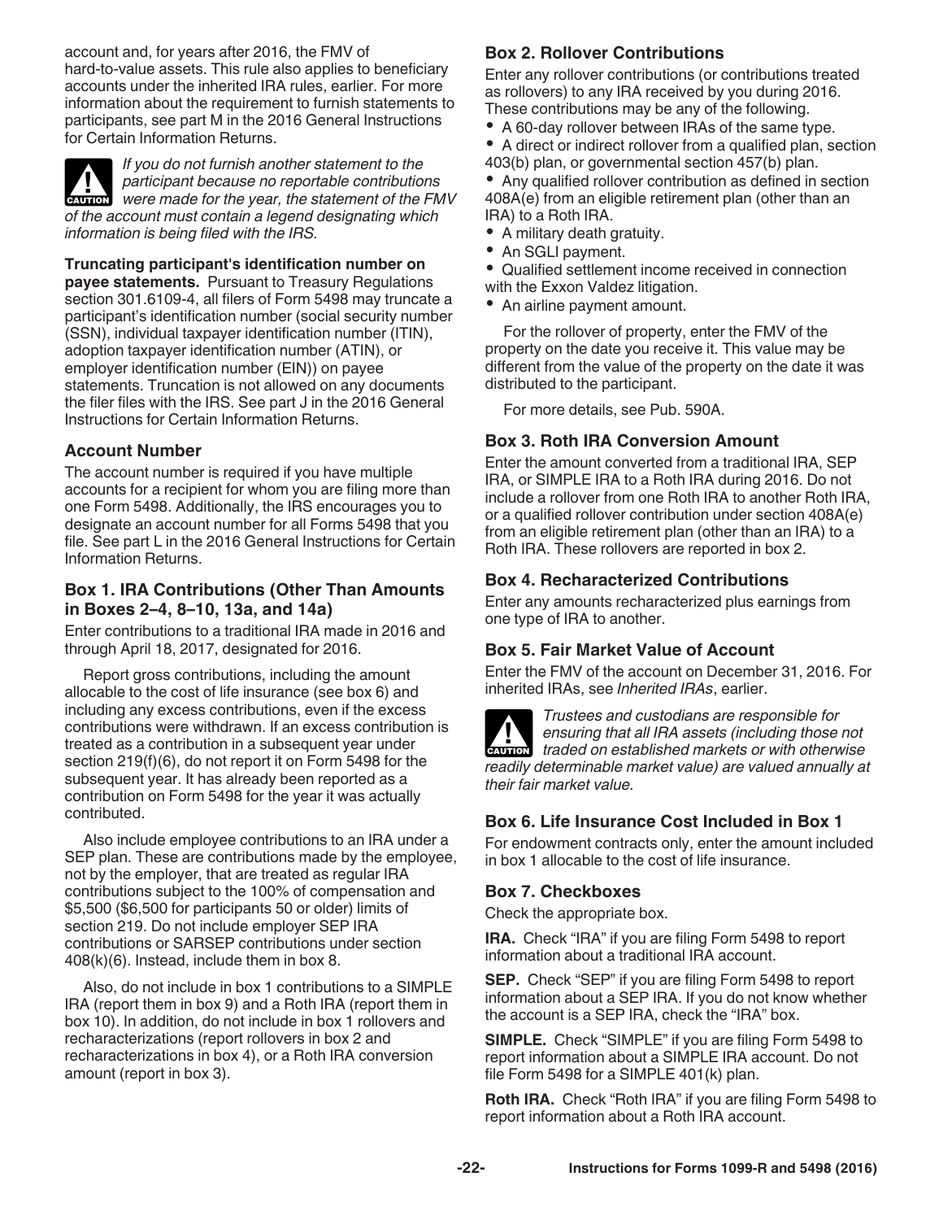account and, for years after 2016, the FMV of hard-to-value assets. This rule also applies to beneficiary accounts under the inherited IRA rules, earlier. For more information about the requirement to furnish statements to participants, see part M in the 2016 General Instructions for Certain Information Returns.

**CAUTION** *If you do not furnish another statement to the participant because no reportable contributions were made for the year, the statement of the FMV of the account must contain a legend designating which information is being filed with the IRS.*

**Truncating participant's identification number on payee statements.** Pursuant to Treasury Regulations section 301.6109-4, all filers of Form 5498 may truncate a participant's identification number (social security number (SSN), individual taxpayer identification number (ITIN), adoption taxpayer identification number (ATIN), or employer identification number (EIN)) on payee statements. Truncation is not allowed on any documents the filer files with the IRS. See part J in the 2016 General Instructions for Certain Information Returns.

### Account Number

The account number is required if you have multiple accounts for a recipient for whom you are filing more than one Form 5498. Additionally, the IRS encourages you to designate an account number for all Forms 5498 that you file. See part L in the 2016 General Instructions for Certain Information Returns.

### Box 1. IRA Contributions (Other Than Amounts in Boxes 2–4, 8–10, 13a, and 14a)

Enter contributions to a traditional IRA made in 2016 and through April 18, 2017, designated for 2016.

Report gross contributions, including the amount allocable to the cost of life insurance (see box 6) and including any excess contributions, even if the excess contributions were withdrawn. If an excess contribution is treated as a contribution in a subsequent year under section 219(f)(6), do not report it on Form 5498 for the subsequent year. It has already been reported as a contribution on Form 5498 for the year it was actually contributed.

Also include employee contributions to an IRA under a SEP plan. These are contributions made by the employee, not by the employer, that are treated as regular IRA contributions subject to the 100% of compensation and $5,500 ($6,500 for participants 50 or older) limits of section 219. Do not include employer SEP IRA contributions or SARSEP contributions under section 408(k)(6). Instead, include them in box 8.

Also, do not include in box 1 contributions to a SIMPLE IRA (report them in box 9) and a Roth IRA (report them in box 10). In addition, do not include in box 1 rollovers and recharacterizations (report rollovers in box 2 and recharacterizations in box 4), or a Roth IRA conversion amount (report in box 3).

### Box 2. Rollover Contributions

Enter any rollover contributions (or contributions treated as rollovers) to any IRA received by you during 2016. These contributions may be any of the following.

- A 60-day rollover between IRAs of the same type.
- A direct or indirect rollover from a qualified plan, section 403(b) plan, or governmental section 457(b) plan.
- Any qualified rollover contribution as defined in section 408A(e) from an eligible retirement plan (other than an IRA) to a Roth IRA.
- A military death gratuity.
- An SGLI payment.
- Qualified settlement income received in connection with the Exxon Valdez litigation.
- An airline payment amount.

For the rollover of property, enter the FMV of the property on the date you receive it. This value may be different from the value of the property on the date it was distributed to the participant.

For more details, see Pub. 590A.

### Box 3. Roth IRA Conversion Amount

Enter the amount converted from a traditional IRA, SEP IRA, or SIMPLE IRA to a Roth IRA during 2016. Do not include a rollover from one Roth IRA to another Roth IRA, or a qualified rollover contribution under section 408A(e) from an eligible retirement plan (other than an IRA) to a Roth IRA. These rollovers are reported in box 2.

### Box 4. Recharacterized Contributions

Enter any amounts recharacterized plus earnings from one type of IRA to another.

### Box 5. Fair Market Value of Account

Enter the FMV of the account on December 31, 2016. For inherited IRAs, see *Inherited IRAs*, earlier.

**CAUTION** *Trustees and custodians are responsible for ensuring that all IRA assets (including those not traded on established markets or with otherwise readily determinable market value) are valued annually at their fair market value.*

### Box 6. Life Insurance Cost Included in Box 1

For endowment contracts only, enter the amount included in box 1 allocable to the cost of life insurance.

### Box 7. Checkboxes

Check the appropriate box.

**IRA.** Check "IRA" if you are filing Form 5498 to report information about a traditional IRA account.

**SEP.** Check "SEP" if you are filing Form 5498 to report information about a SEP IRA. If you do not know whether the account is a SEP IRA, check the "IRA" box.

**SIMPLE.** Check "SIMPLE" if you are filing Form 5498 to report information about a SIMPLE IRA account. Do not file Form 5498 for a SIMPLE 401(k) plan.

**Roth IRA.** Check "Roth IRA" if you are filing Form 5498 to report information about a Roth IRA account.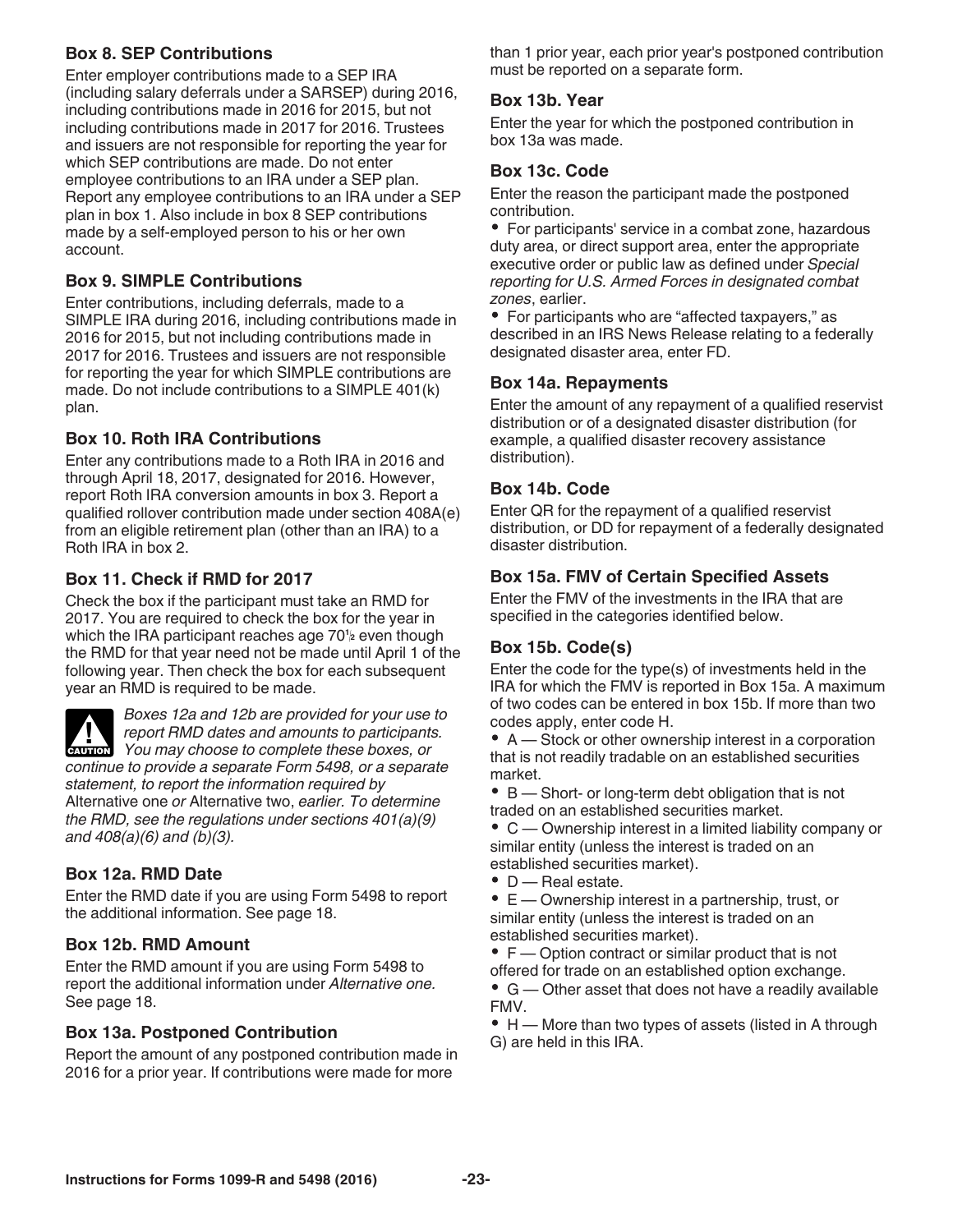### Box 8. SEP Contributions

Enter employer contributions made to a SEP IRA (including salary deferrals under a SARSEP) during 2016, including contributions made in 2016 for 2015, but not including contributions made in 2017 for 2016. Trustees and issuers are not responsible for reporting the year for which SEP contributions are made. Do not enter employee contributions to an IRA under a SEP plan. Report any employee contributions to an IRA under a SEP plan in box 1. Also include in box 8 SEP contributions made by a self-employed person to his or her own account.

### Box 9. SIMPLE Contributions

Enter contributions, including deferrals, made to a SIMPLE IRA during 2016, including contributions made in 2016 for 2015, but not including contributions made in 2017 for 2016. Trustees and issuers are not responsible for reporting the year for which SIMPLE contributions are made. Do not include contributions to a SIMPLE 401(k) plan.

### Box 10. Roth IRA Contributions

Enter any contributions made to a Roth IRA in 2016 and through April 18, 2017, designated for 2016. However, report Roth IRA conversion amounts in box 3. Report a qualified rollover contribution made under section 408A(e) from an eligible retirement plan (other than an IRA) to a Roth IRA in box 2.

### Box 11. Check if RMD for 2017

Check the box if the participant must take an RMD for 2017. You are required to check the box for the year in which the IRA participant reaches age 70½ even though the RMD for that year need not be made until April 1 of the following year. Then check the box for each subsequent year an RMD is required to be made.

**CAUTION** *Boxes 12a and 12b are provided for your use to report RMD dates and amounts to participants. You may choose to complete these boxes, or continue to provide a separate Form 5498, or a separate statement, to report the information required by* Alternative one *or* Alternative two, *earlier. To determine the RMD, see the regulations under sections 401(a)(9) and 408(a)(6) and (b)(3).*

### Box 12a. RMD Date

Enter the RMD date if you are using Form 5498 to report the additional information. See page 18.

### Box 12b. RMD Amount

Enter the RMD amount if you are using Form 5498 to report the additional information under *Alternative one.* See page 18.

### Box 13a. Postponed Contribution

Report the amount of any postponed contribution made in 2016 for a prior year. If contributions were made for more than 1 prior year, each prior year's postponed contribution must be reported on a separate form.

### Box 13b. Year

Enter the year for which the postponed contribution in box 13a was made.

### Box 13c. Code

Enter the reason the participant made the postponed contribution.

- For participants' service in a combat zone, hazardous duty area, or direct support area, enter the appropriate executive order or public law as defined under *Special reporting for U.S. Armed Forces in designated combat zones*, earlier.
- For participants who are "affected taxpayers," as described in an IRS News Release relating to a federally designated disaster area, enter FD.

### Box 14a. Repayments

Enter the amount of any repayment of a qualified reservist distribution or of a designated disaster distribution (for example, a qualified disaster recovery assistance distribution).

### Box 14b. Code

Enter QR for the repayment of a qualified reservist distribution, or DD for repayment of a federally designated disaster distribution.

### Box 15a. FMV of Certain Specified Assets

Enter the FMV of the investments in the IRA that are specified in the categories identified below.

### Box 15b. Code(s)

Enter the code for the type(s) of investments held in the IRA for which the FMV is reported in Box 15a. A maximum of two codes can be entered in box 15b. If more than two codes apply, enter code H.

- A — Stock or other ownership interest in a corporation that is not readily tradable on an established securities market.
- B — Short- or long-term debt obligation that is not traded on an established securities market.
- C — Ownership interest in a limited liability company or similar entity (unless the interest is traded on an established securities market).
- D — Real estate.
- E — Ownership interest in a partnership, trust, or similar entity (unless the interest is traded on an established securities market).
- F — Option contract or similar product that is not offered for trade on an established option exchange.
- G — Other asset that does not have a readily available FMV.
- H — More than two types of assets (listed in A through G) are held in this IRA.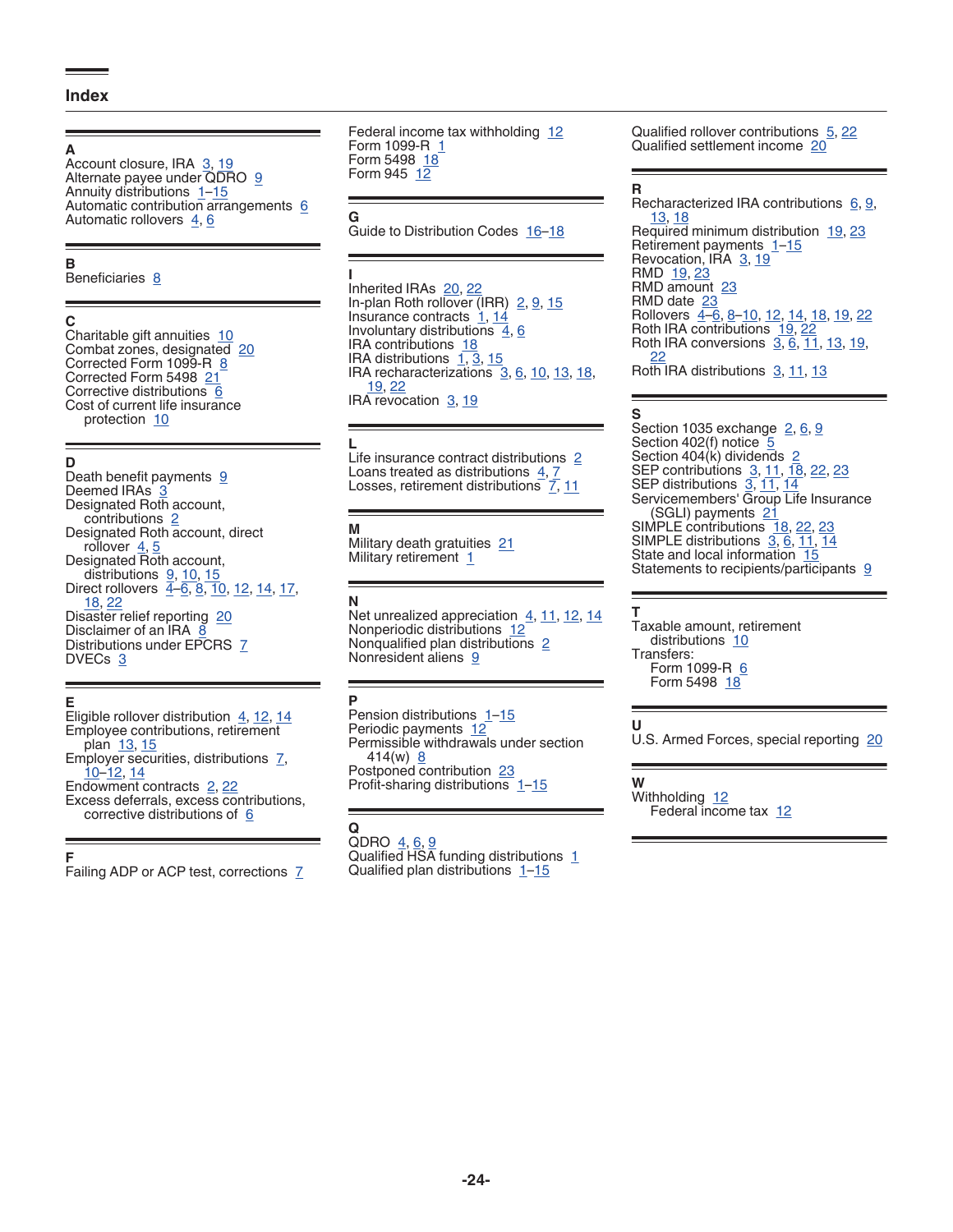## Index

**A**
Account closure, IRA 3, 19
Alternate payee under QDRO 9
Annuity distributions 1–15
Automatic contribution arrangements 6
Automatic rollovers 4, 6

**B**
Beneficiaries 8

**C**
Charitable gift annuities 10
Combat zones, designated 20
Corrected Form 1099-R 8
Corrected Form 5498 21
Corrective distributions 6
Cost of current life insurance
    protection 10

**D**
Death benefit payments 9
Deemed IRAs 3
Designated Roth account,
    contributions 2
Designated Roth account, direct
    rollover 4, 5
Designated Roth account,
    distributions 9, 10, 15
Direct rollovers 4–6, 8, 10, 12, 14, 17,
    18, 22
Disaster relief reporting 20
Disclaimer of an IRA 8
Distributions under EPCRS 7
DVECs 3

**E**
Eligible rollover distribution 4, 12, 14
Employee contributions, retirement
    plan 13, 15
Employer securities, distributions 7,
    10–12, 14
Endowment contracts 2, 22
Excess deferrals, excess contributions,
    corrective distributions of 6

**F**
Failing ADP or ACP test, corrections 7
Federal income tax withholding 12
Form 1099-R 1
Form 5498 18
Form 945 12

**G**
Guide to Distribution Codes 16–18

**I**
Inherited IRAs 20, 22
In-plan Roth rollover (IRR) 2, 9, 15
Insurance contracts 1, 14
Involuntary distributions 4, 6
IRA contributions 18
IRA distributions 1, 3, 15
IRA recharacterizations 3, 6, 10, 13, 18,
    19, 22
IRA revocation 3, 19

**L**
Life insurance contract distributions 2
Loans treated as distributions 4, 7
Losses, retirement distributions 7, 11

**M**
Military death gratuities 21
Military retirement 1

**N**
Net unrealized appreciation 4, 11, 12, 14
Nonperiodic distributions 12
Nonqualified plan distributions 2
Nonresident aliens 9

**P**
Pension distributions 1–15
Periodic payments 12
Permissible withdrawals under section
    414(w) 8
Postponed contribution 23
Profit-sharing distributions 1–15

**Q**
QDRO 4, 6, 9
Qualified HSA funding distributions 1
Qualified plan distributions 1–15
Qualified rollover contributions 5, 22
Qualified settlement income 20

**R**
Recharacterized IRA contributions 6, 9,
    13, 18
Required minimum distribution 19, 23
Retirement payments 1–15
Revocation, IRA 3, 19
RMD 19, 23
RMD amount 23
RMD date 23
Rollovers 4–6, 8–10, 12, 14, 18, 19, 22
Roth IRA contributions 19, 22
Roth IRA conversions 3, 6, 11, 13, 19,
    22
Roth IRA distributions 3, 11, 13

**S**
Section 1035 exchange 2, 6, 9
Section 402(f) notice 5
Section 404(k) dividends 2
SEP contributions 3, 11, 18, 22, 23
SEP distributions 3, 11, 14
Servicemembers' Group Life Insurance
    (SGLI) payments 21
SIMPLE contributions 18, 22, 23
SIMPLE distributions 3, 6, 11, 14
State and local information 15
Statements to recipients/participants 9

**T**
Taxable amount, retirement
    distributions 10
Transfers:
    Form 1099-R 6
    Form 5498 18

**U**
U.S. Armed Forces, special reporting 20

**W**
Withholding 12
    Federal income tax 12